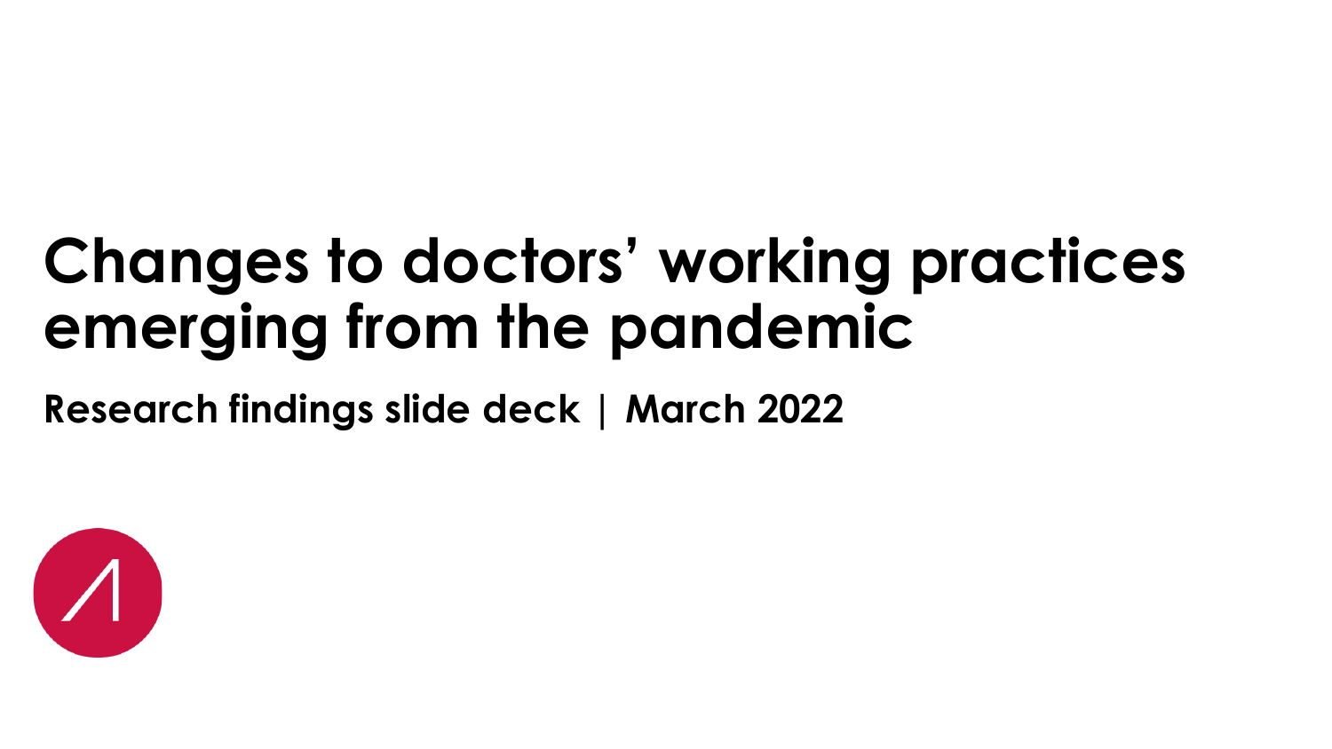# Changes to doctors' working practices emerging from the pandemic

**Research findings slide deck | March 2022**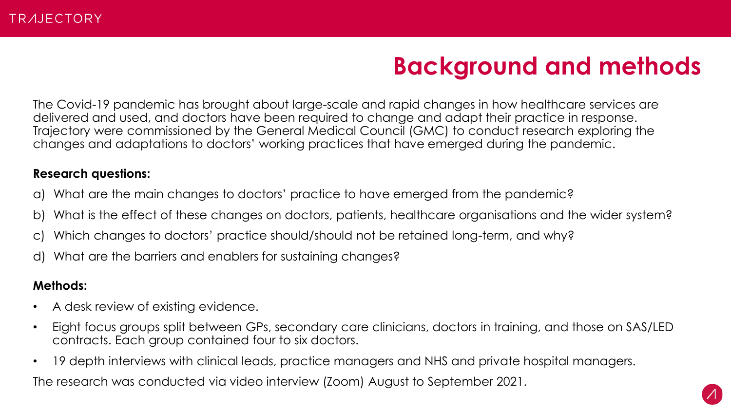# Background and methods

The Covid-19 pandemic has brought about large-scale and rapid changes in how healthcare services are delivered and used, and doctors have been required to change and adapt their practice in response. Trajectory were commissioned by the General Medical Council (GMC) to conduct research exploring the changes and adaptations to doctors' working practices that have emerged during the pandemic.

**Research questions:**

a) What are the main changes to doctors' practice to have emerged from the pandemic?

b) What is the effect of these changes on doctors, patients, healthcare organisations and the wider system?

c) Which changes to doctors' practice should/should not be retained long-term, and why?

d) What are the barriers and enablers for sustaining changes?

**Methods:**

- A desk review of existing evidence.
- Eight focus groups split between GPs, secondary care clinicians, doctors in training, and those on SAS/LED contracts. Each group contained four to six doctors.
- 19 depth interviews with clinical leads, practice managers and NHS and private hospital managers.

The research was conducted via video interview (Zoom) August to September 2021.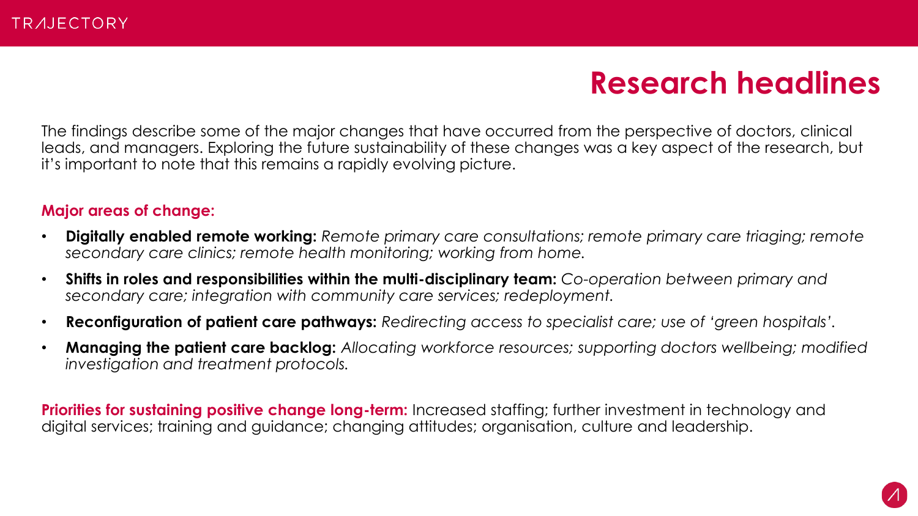# Research headlines

The findings describe some of the major changes that have occurred from the perspective of doctors, clinical leads, and managers. Exploring the future sustainability of these changes was a key aspect of the research, but it's important to note that this remains a rapidly evolving picture.

**Major areas of change:**

- **Digitally enabled remote working:** *Remote primary care consultations; remote primary care triaging; remote secondary care clinics; remote health monitoring; working from home.*
- **Shifts in roles and responsibilities within the multi-disciplinary team:** *Co-operation between primary and secondary care; integration with community care services; redeployment.*
- **Reconfiguration of patient care pathways:** *Redirecting access to specialist care; use of 'green hospitals'.*
- **Managing the patient care backlog:** *Allocating workforce resources; supporting doctors wellbeing; modified investigation and treatment protocols.*

**Priorities for sustaining positive change long-term:** Increased staffing; further investment in technology and digital services; training and guidance; changing attitudes; organisation, culture and leadership.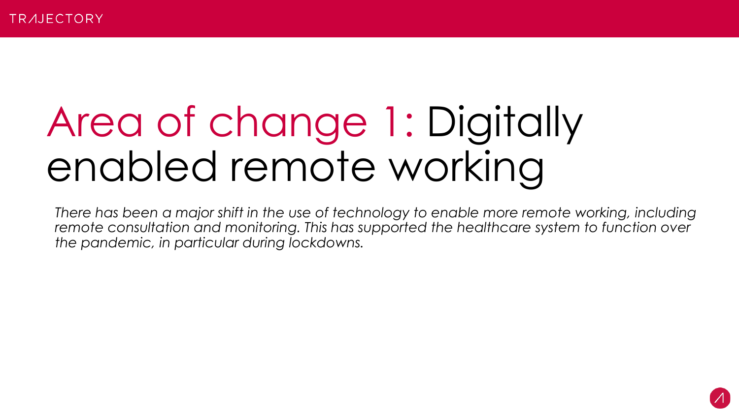# Area of change 1: Digitally enabled remote working

*There has been a major shift in the use of technology to enable more remote working, including remote consultation and monitoring. This has supported the healthcare system to function over the pandemic, in particular during lockdowns.*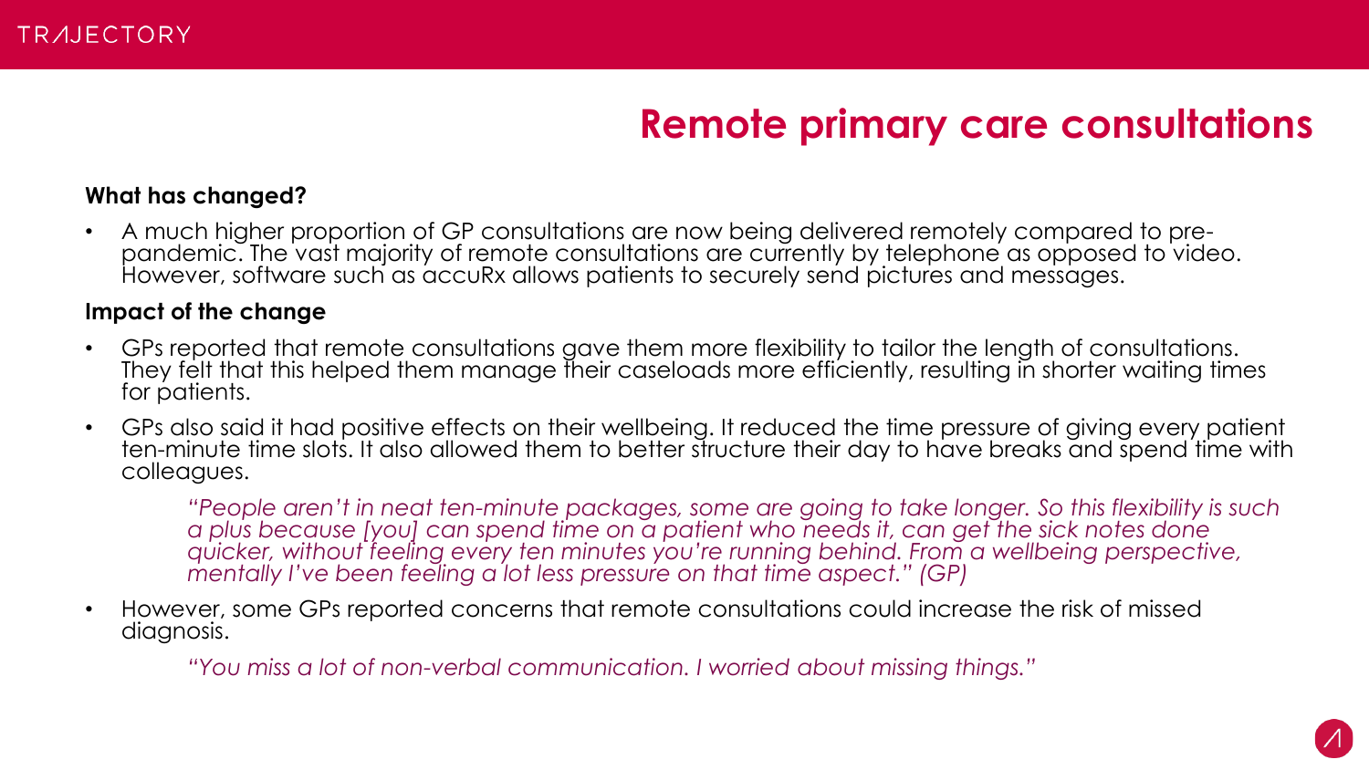# Remote primary care consultations

**What has changed?**

- A much higher proportion of GP consultations are now being delivered remotely compared to pre-pandemic. The vast majority of remote consultations are currently by telephone as opposed to video. However, software such as accuRx allows patients to securely send pictures and messages.

**Impact of the change**

- GPs reported that remote consultations gave them more flexibility to tailor the length of consultations. They felt that this helped them manage their caseloads more efficiently, resulting in shorter waiting times for patients.
- GPs also said it had positive effects on their wellbeing. It reduced the time pressure of giving every patient ten-minute time slots. It also allowed them to better structure their day to have breaks and spend time with colleagues.

  *"People aren't in neat ten-minute packages, some are going to take longer. So this flexibility is such a plus because [you] can spend time on a patient who needs it, can get the sick notes done quicker, without feeling every ten minutes you're running behind. From a wellbeing perspective, mentally I've been feeling a lot less pressure on that time aspect." (GP)*

- However, some GPs reported concerns that remote consultations could increase the risk of missed diagnosis.

  *"You miss a lot of non-verbal communication. I worried about missing things."*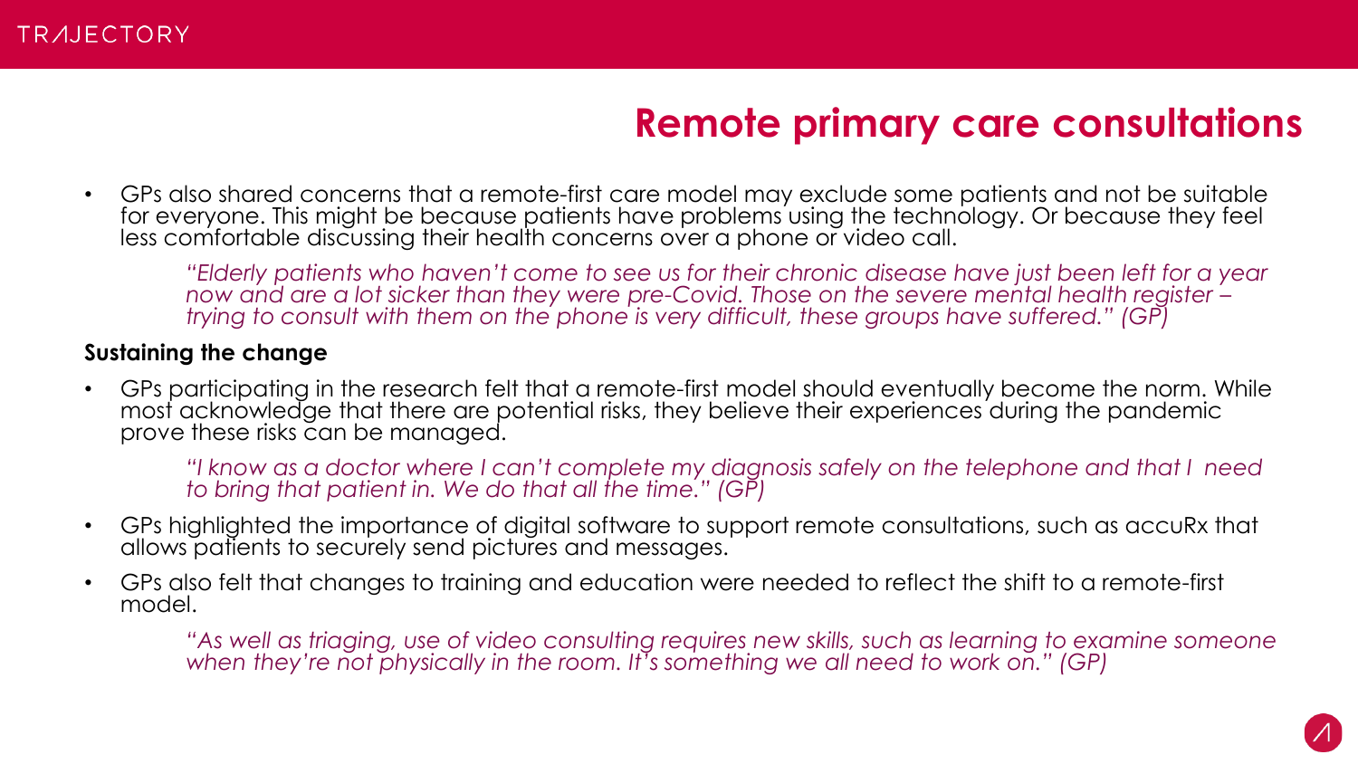# Remote primary care consultations

- GPs also shared concerns that a remote-first care model may exclude some patients and not be suitable for everyone. This might be because patients have problems using the technology. Or because they feel less comfortable discussing their health concerns over a phone or video call.

> *"Elderly patients who haven't come to see us for their chronic disease have just been left for a year now and are a lot sicker than they were pre-Covid. Those on the severe mental health register – trying to consult with them on the phone is very difficult, these groups have suffered." (GP)*

**Sustaining the change**

- GPs participating in the research felt that a remote-first model should eventually become the norm. While most acknowledge that there are potential risks, they believe their experiences during the pandemic prove these risks can be managed.

> *"I know as a doctor where I can't complete my diagnosis safely on the telephone and that I need to bring that patient in. We do that all the time." (GP)*

- GPs highlighted the importance of digital software to support remote consultations, such as accuRx that allows patients to securely send pictures and messages.
- GPs also felt that changes to training and education were needed to reflect the shift to a remote-first model.

> *"As well as triaging, use of video consulting requires new skills, such as learning to examine someone when they're not physically in the room. It's something we all need to work on." (GP)*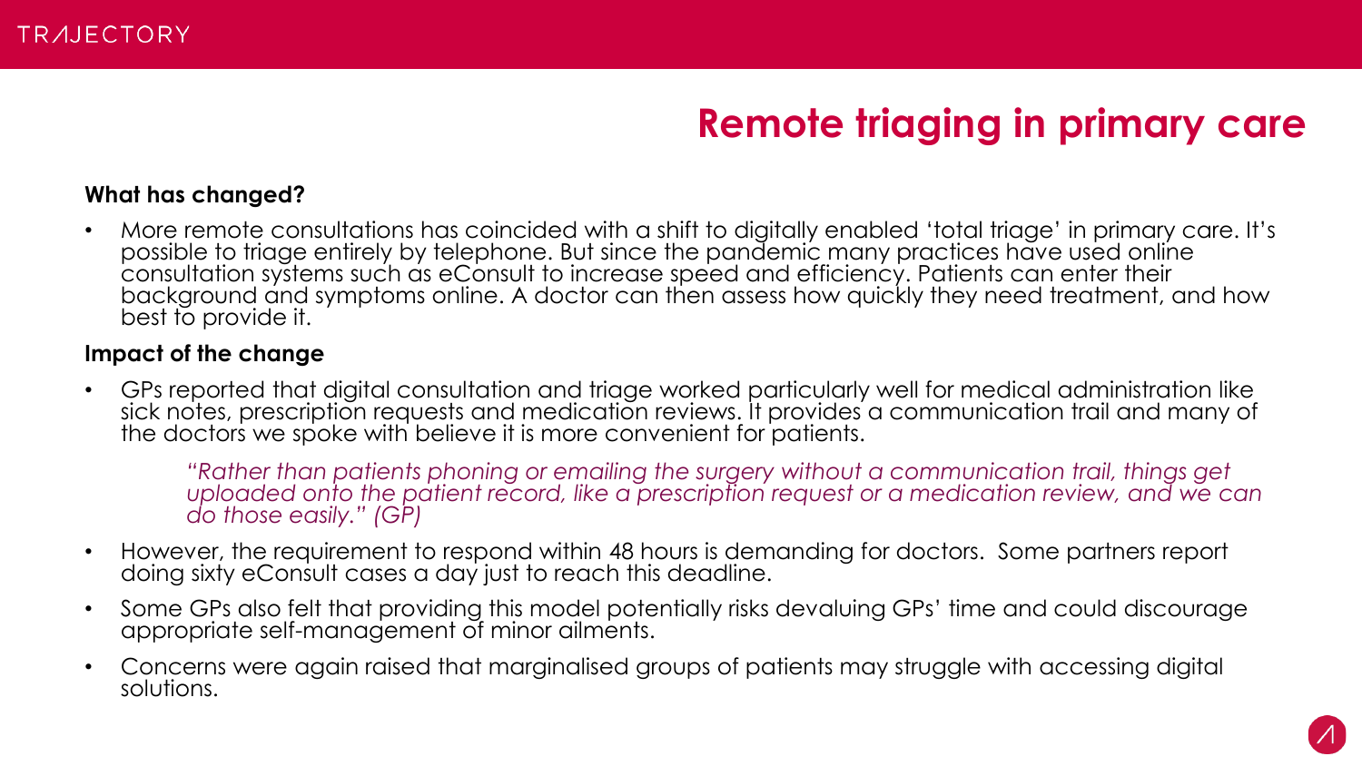# Remote triaging in primary care

**What has changed?**

- More remote consultations has coincided with a shift to digitally enabled 'total triage' in primary care. It's possible to triage entirely by telephone. But since the pandemic many practices have used online consultation systems such as eConsult to increase speed and efficiency. Patients can enter their background and symptoms online. A doctor can then assess how quickly they need treatment, and how best to provide it.

**Impact of the change**

- GPs reported that digital consultation and triage worked particularly well for medical administration like sick notes, prescription requests and medication reviews. It provides a communication trail and many of the doctors we spoke with believe it is more convenient for patients.

  > *"Rather than patients phoning or emailing the surgery without a communication trail, things get uploaded onto the patient record, like a prescription request or a medication review, and we can do those easily." (GP)*

- However, the requirement to respond within 48 hours is demanding for doctors. Some partners report doing sixty eConsult cases a day just to reach this deadline.
- Some GPs also felt that providing this model potentially risks devaluing GPs' time and could discourage appropriate self-management of minor ailments.
- Concerns were again raised that marginalised groups of patients may struggle with accessing digital solutions.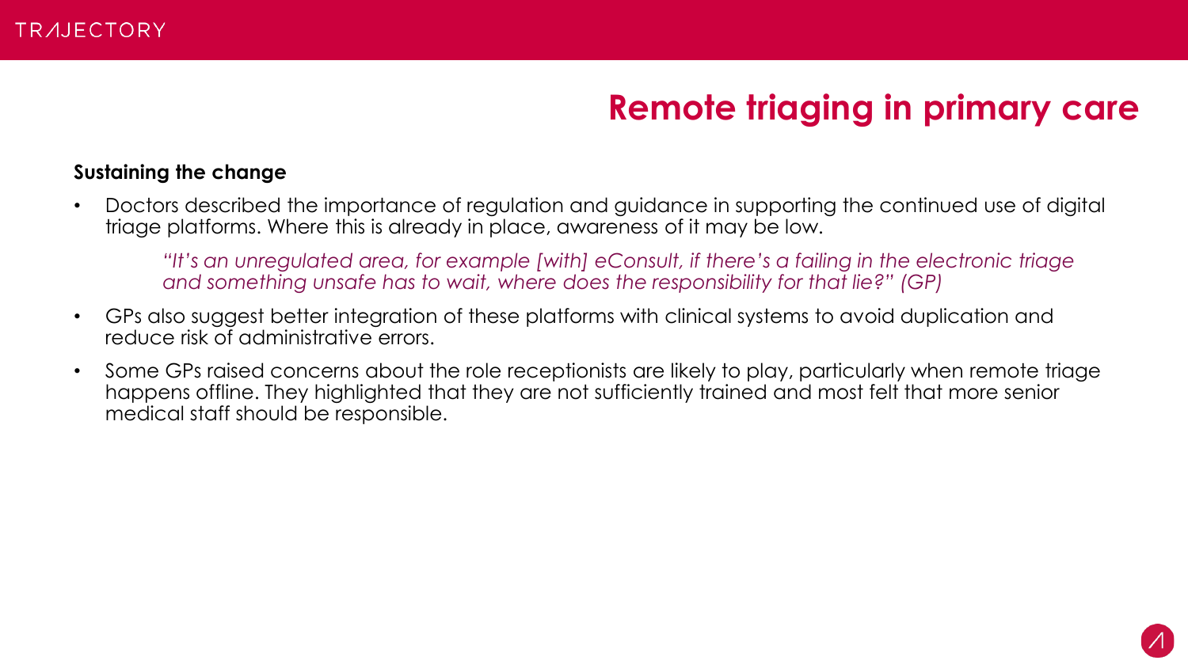# Remote triaging in primary care

**Sustaining the change**

- Doctors described the importance of regulation and guidance in supporting the continued use of digital triage platforms. Where this is already in place, awareness of it may be low.

  *"It's an unregulated area, for example [with] eConsult, if there's a failing in the electronic triage and something unsafe has to wait, where does the responsibility for that lie?" (GP)*

- GPs also suggest better integration of these platforms with clinical systems to avoid duplication and reduce risk of administrative errors.
- Some GPs raised concerns about the role receptionists are likely to play, particularly when remote triage happens offline. They highlighted that they are not sufficiently trained and most felt that more senior medical staff should be responsible.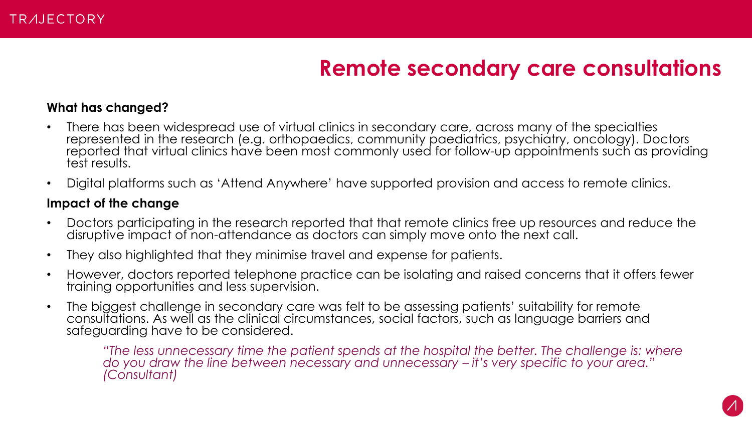# Remote secondary care consultations

**What has changed?**

- There has been widespread use of virtual clinics in secondary care, across many of the specialties represented in the research (e.g. orthopaedics, community paediatrics, psychiatry, oncology). Doctors reported that virtual clinics have been most commonly used for follow-up appointments such as providing test results.
- Digital platforms such as 'Attend Anywhere' have supported provision and access to remote clinics.

**Impact of the change**

- Doctors participating in the research reported that that remote clinics free up resources and reduce the disruptive impact of non-attendance as doctors can simply move onto the next call.
- They also highlighted that they minimise travel and expense for patients.
- However, doctors reported telephone practice can be isolating and raised concerns that it offers fewer training opportunities and less supervision.
- The biggest challenge in secondary care was felt to be assessing patients' suitability for remote consultations. As well as the clinical circumstances, social factors, such as language barriers and safeguarding have to be considered.

> *"The less unnecessary time the patient spends at the hospital the better. The challenge is: where do you draw the line between necessary and unnecessary – it's very specific to your area." (Consultant)*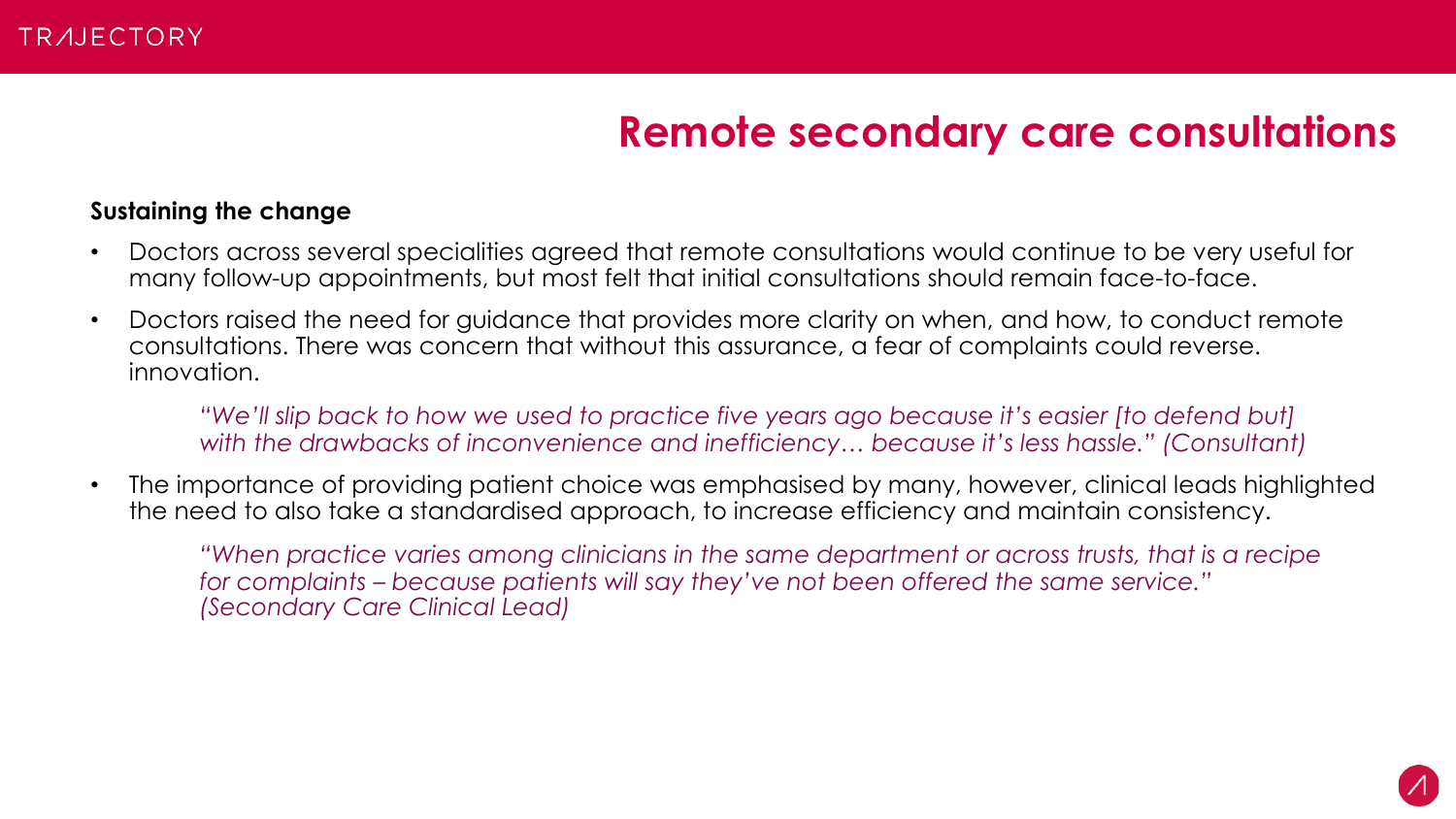# Remote secondary care consultations

**Sustaining the change**

- Doctors across several specialities agreed that remote consultations would continue to be very useful for many follow-up appointments, but most felt that initial consultations should remain face-to-face.
- Doctors raised the need for guidance that provides more clarity on when, and how, to conduct remote consultations. There was concern that without this assurance, a fear of complaints could reverse. innovation.

  *"We'll slip back to how we used to practice five years ago because it's easier [to defend but] with the drawbacks of inconvenience and inefficiency… because it's less hassle." (Consultant)*

- The importance of providing patient choice was emphasised by many, however, clinical leads highlighted the need to also take a standardised approach, to increase efficiency and maintain consistency.

  *"When practice varies among clinicians in the same department or across trusts, that is a recipe for complaints – because patients will say they've not been offered the same service." (Secondary Care Clinical Lead)*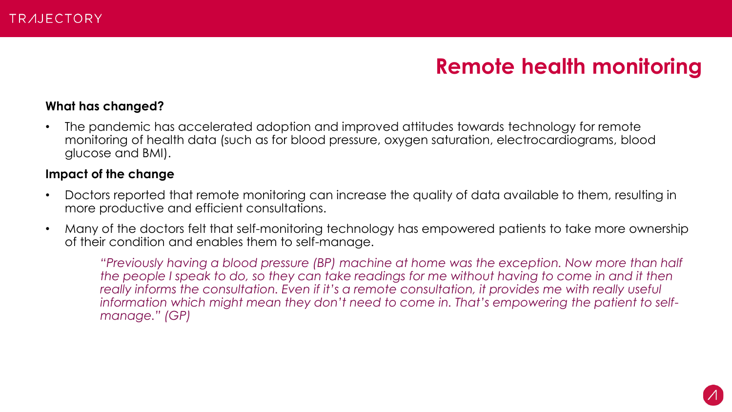# Remote health monitoring

**What has changed?**

- The pandemic has accelerated adoption and improved attitudes towards technology for remote monitoring of health data (such as for blood pressure, oxygen saturation, electrocardiograms, blood glucose and BMI).

**Impact of the change**

- Doctors reported that remote monitoring can increase the quality of data available to them, resulting in more productive and efficient consultations.
- Many of the doctors felt that self-monitoring technology has empowered patients to take more ownership of their condition and enables them to self-manage.

> *"Previously having a blood pressure (BP) machine at home was the exception. Now more than half the people I speak to do, so they can take readings for me without having to come in and it then really informs the consultation. Even if it's a remote consultation, it provides me with really useful information which might mean they don't need to come in. That's empowering the patient to self-manage." (GP)*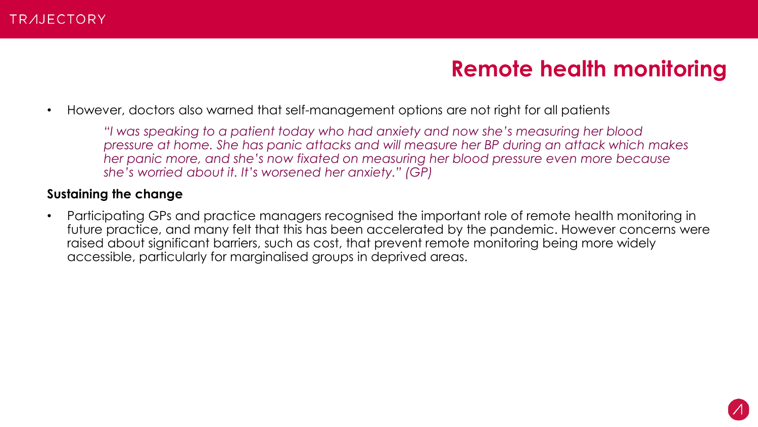# Remote health monitoring

- However, doctors also warned that self-management options are not right for all patients

  > *"I was speaking to a patient today who had anxiety and now she's measuring her blood pressure at home. She has panic attacks and will measure her BP during an attack which makes her panic more, and she's now fixated on measuring her blood pressure even more because she's worried about it. It's worsened her anxiety." (GP)*

**Sustaining the change**

- Participating GPs and practice managers recognised the important role of remote health monitoring in future practice, and many felt that this has been accelerated by the pandemic. However concerns were raised about significant barriers, such as cost, that prevent remote monitoring being more widely accessible, particularly for marginalised groups in deprived areas.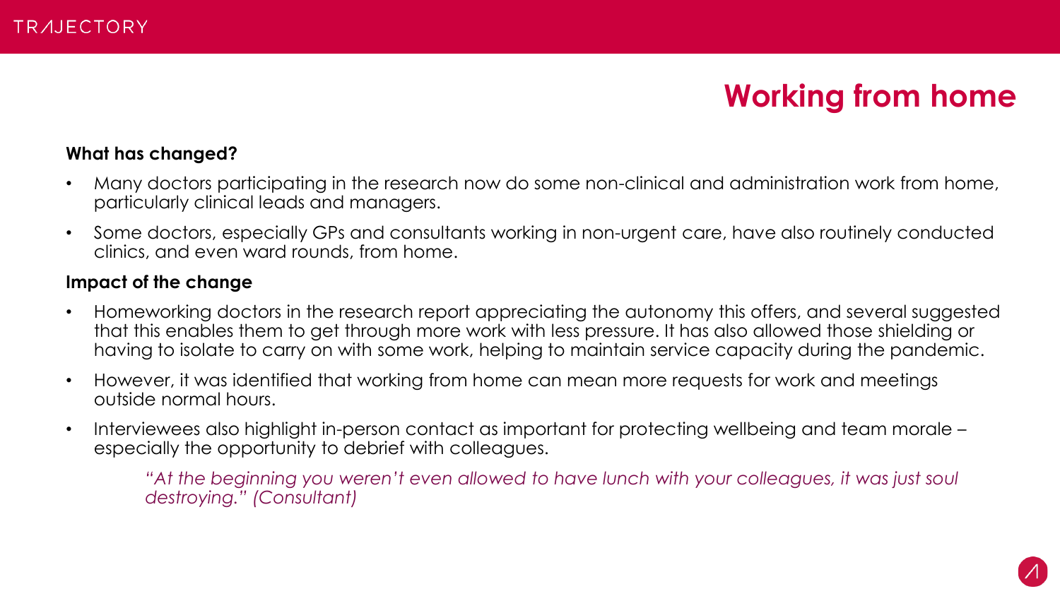## Working from home

**What has changed?**

- Many doctors participating in the research now do some non-clinical and administration work from home, particularly clinical leads and managers.
- Some doctors, especially GPs and consultants working in non-urgent care, have also routinely conducted clinics, and even ward rounds, from home.

**Impact of the change**

- Homeworking doctors in the research report appreciating the autonomy this offers, and several suggested that this enables them to get through more work with less pressure. It has also allowed those shielding or having to isolate to carry on with some work, helping to maintain service capacity during the pandemic.
- However, it was identified that working from home can mean more requests for work and meetings outside normal hours.
- Interviewees also highlight in-person contact as important for protecting wellbeing and team morale – especially the opportunity to debrief with colleagues.

> *"At the beginning you weren't even allowed to have lunch with your colleagues, it was just soul destroying." (Consultant)*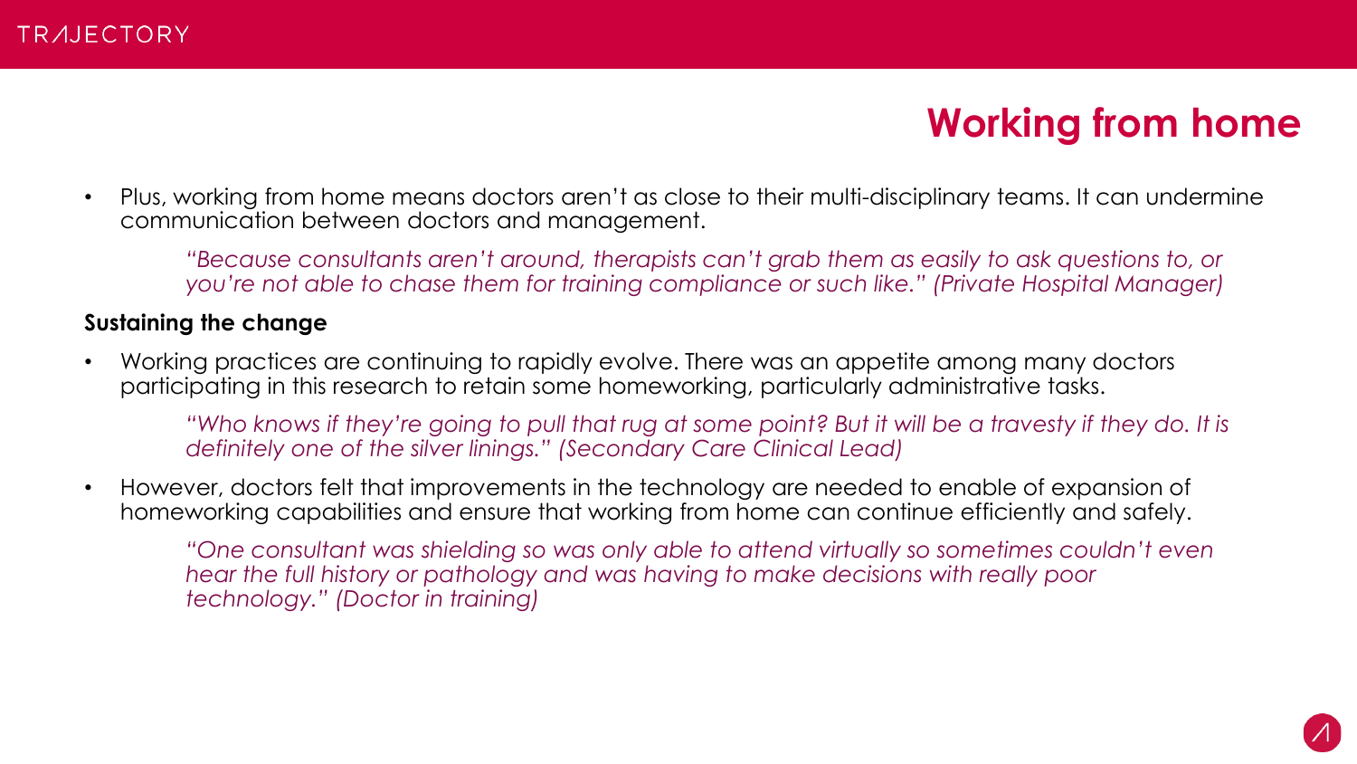## Working from home

- Plus, working from home means doctors aren't as close to their multi-disciplinary teams. It can undermine communication between doctors and management.

  *"Because consultants aren't around, therapists can't grab them as easily to ask questions to, or you're not able to chase them for training compliance or such like." (Private Hospital Manager)*

**Sustaining the change**

- Working practices are continuing to rapidly evolve. There was an appetite among many doctors participating in this research to retain some homeworking, particularly administrative tasks.

  *"Who knows if they're going to pull that rug at some point? But it will be a travesty if they do. It is definitely one of the silver linings." (Secondary Care Clinical Lead)*

- However, doctors felt that improvements in the technology are needed to enable of expansion of homeworking capabilities and ensure that working from home can continue efficiently and safely.

  *"One consultant was shielding so was only able to attend virtually so sometimes couldn't even hear the full history or pathology and was having to make decisions with really poor technology." (Doctor in training)*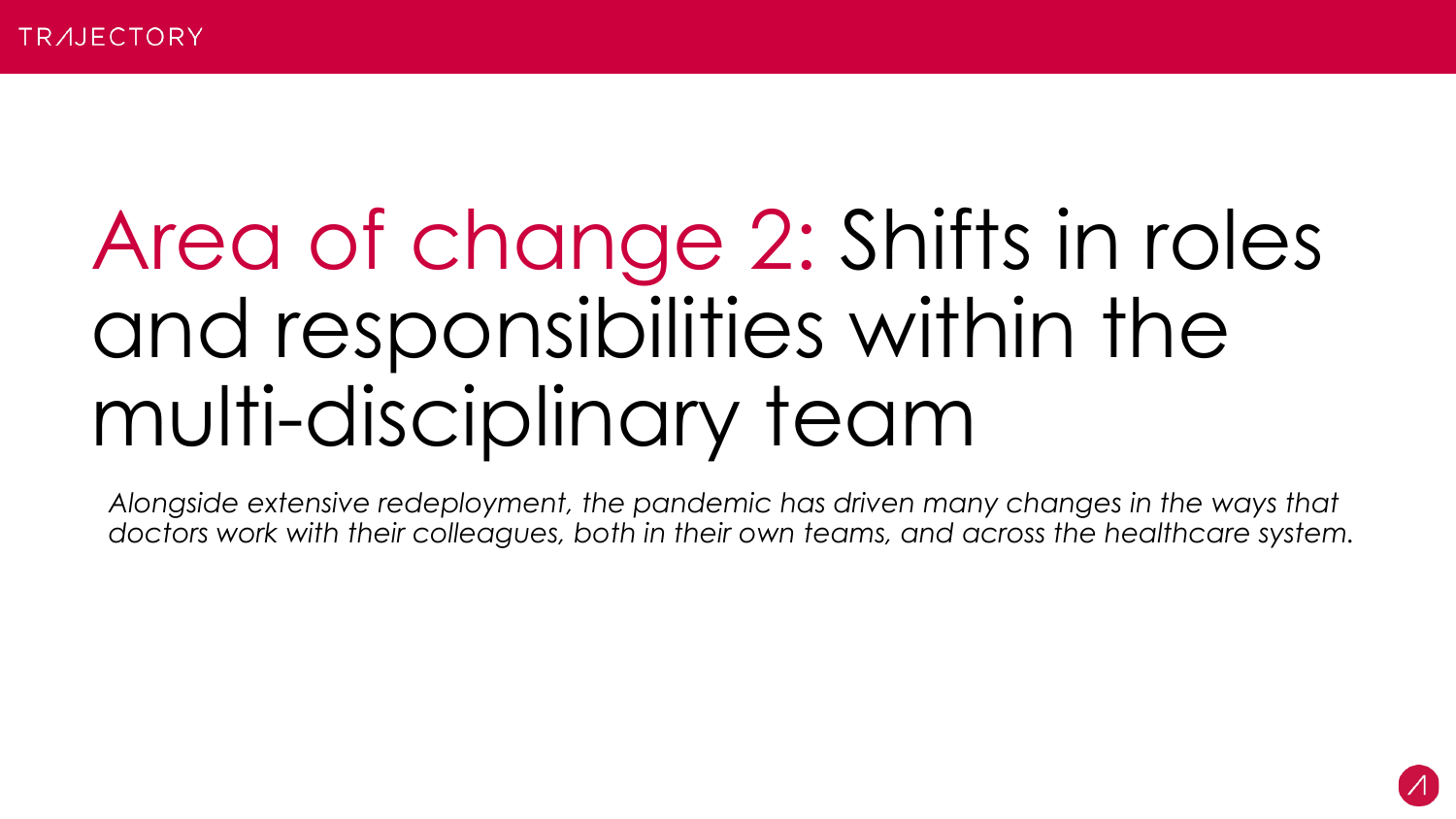# Area of change 2: Shifts in roles and responsibilities within the multi-disciplinary team

*Alongside extensive redeployment, the pandemic has driven many changes in the ways that doctors work with their colleagues, both in their own teams, and across the healthcare system.*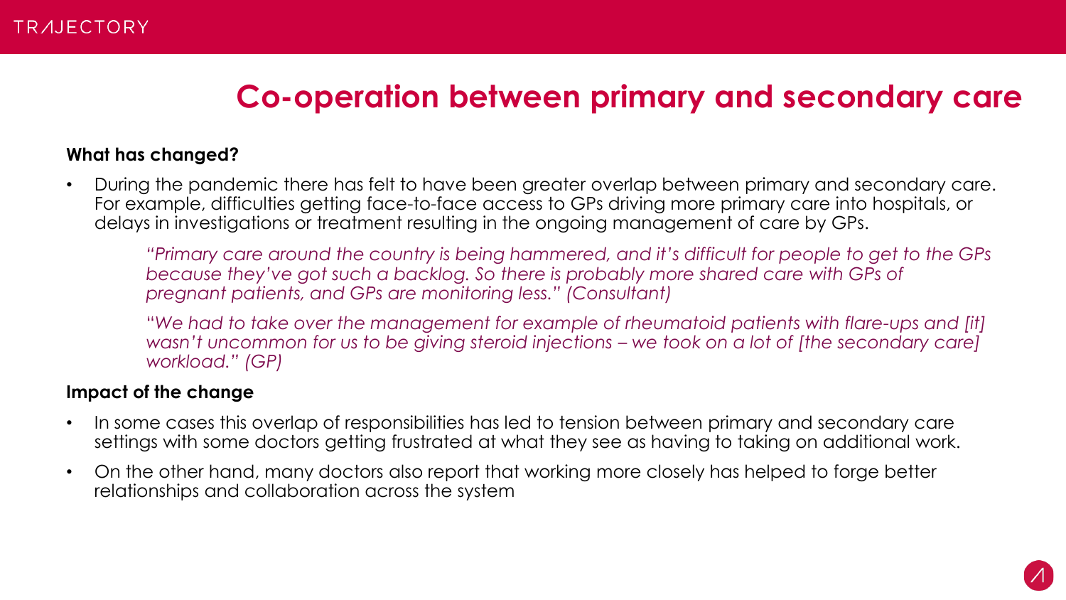# Co-operation between primary and secondary care

**What has changed?**

- During the pandemic there has felt to have been greater overlap between primary and secondary care. For example, difficulties getting face-to-face access to GPs driving more primary care into hospitals, or delays in investigations or treatment resulting in the ongoing management of care by GPs.

  *"Primary care around the country is being hammered, and it's difficult for people to get to the GPs because they've got such a backlog. So there is probably more shared care with GPs of pregnant patients, and GPs are monitoring less." (Consultant)*

  *"We had to take over the management for example of rheumatoid patients with flare-ups and [it] wasn't uncommon for us to be giving steroid injections – we took on a lot of [the secondary care] workload." (GP)*

**Impact of the change**

- In some cases this overlap of responsibilities has led to tension between primary and secondary care settings with some doctors getting frustrated at what they see as having to taking on additional work.
- On the other hand, many doctors also report that working more closely has helped to forge better relationships and collaboration across the system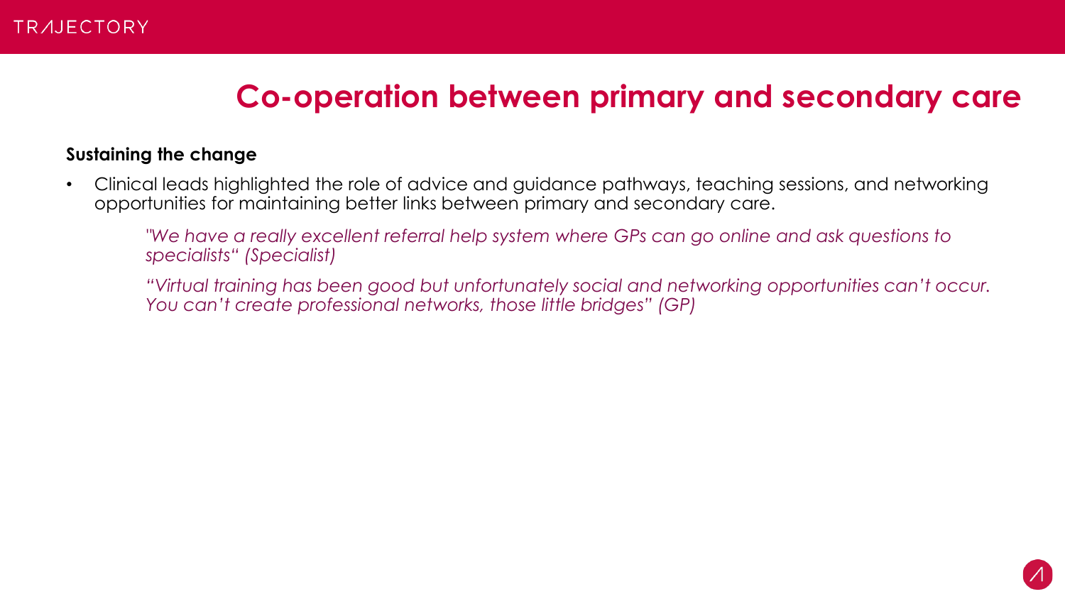# Co-operation between primary and secondary care

**Sustaining the change**

- Clinical leads highlighted the role of advice and guidance pathways, teaching sessions, and networking opportunities for maintaining better links between primary and secondary care.

  *"We have a really excellent referral help system where GPs can go online and ask questions to specialists" (Specialist)*

  *"Virtual training has been good but unfortunately social and networking opportunities can't occur. You can't create professional networks, those little bridges" (GP)*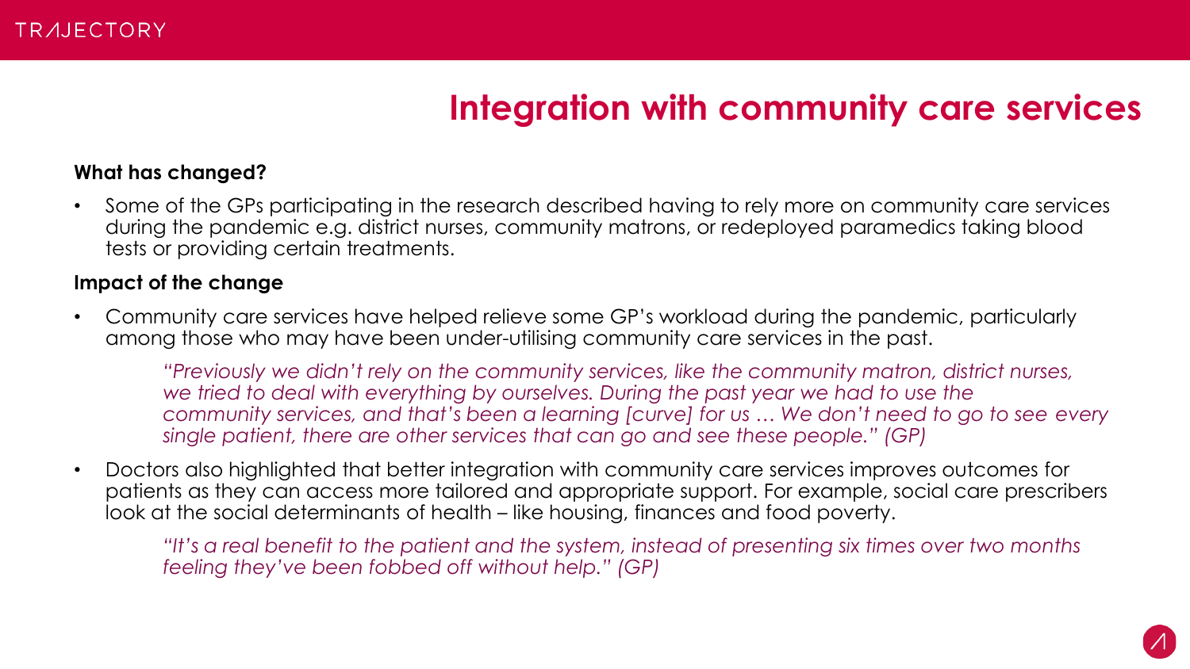# Integration with community care services

**What has changed?**

- Some of the GPs participating in the research described having to rely more on community care services during the pandemic e.g. district nurses, community matrons, or redeployed paramedics taking blood tests or providing certain treatments.

**Impact of the change**

- Community care services have helped relieve some GP's workload during the pandemic, particularly among those who may have been under-utilising community care services in the past.

  *"Previously we didn't rely on the community services, like the community matron, district nurses, we tried to deal with everything by ourselves. During the past year we had to use the community services, and that's been a learning [curve] for us … We don't need to go to see every single patient, there are other services that can go and see these people." (GP)*

- Doctors also highlighted that better integration with community care services improves outcomes for patients as they can access more tailored and appropriate support. For example, social care prescribers look at the social determinants of health – like housing, finances and food poverty.

  *"It's a real benefit to the patient and the system, instead of presenting six times over two months feeling they've been fobbed off without help." (GP)*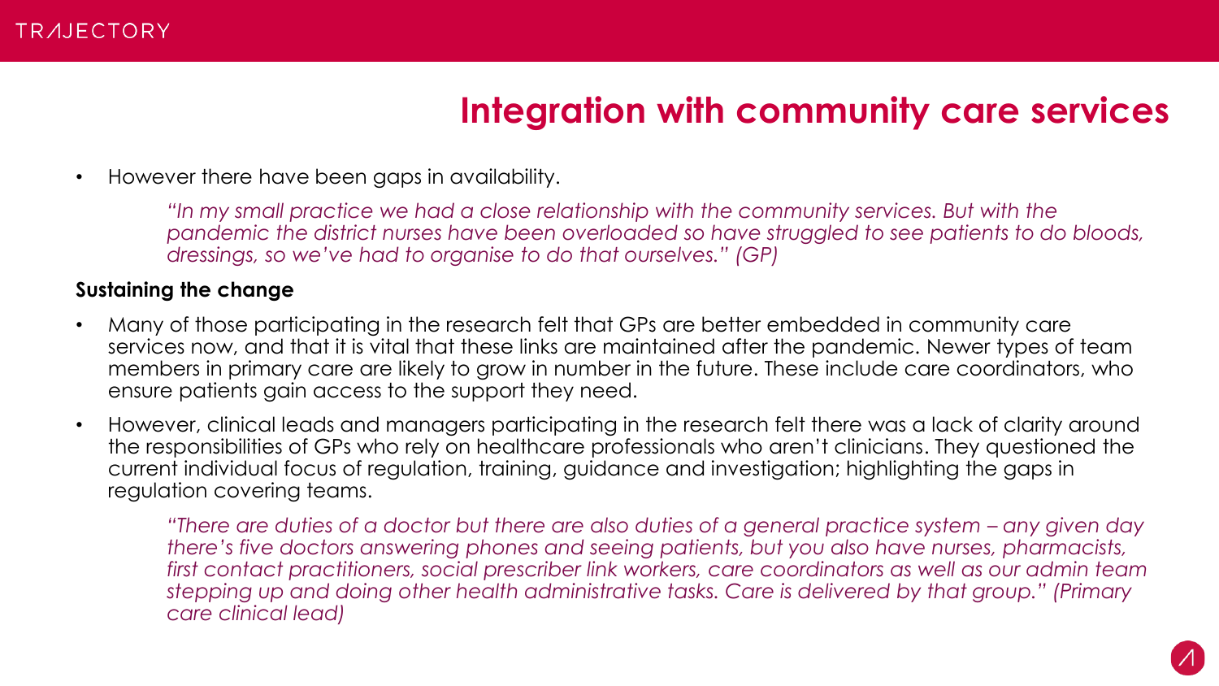## Integration with community care services

- However there have been gaps in availability.

  *"In my small practice we had a close relationship with the community services. But with the pandemic the district nurses have been overloaded so have struggled to see patients to do bloods, dressings, so we've had to organise to do that ourselves." (GP)*

**Sustaining the change**

- Many of those participating in the research felt that GPs are better embedded in community care services now, and that it is vital that these links are maintained after the pandemic. Newer types of team members in primary care are likely to grow in number in the future. These include care coordinators, who ensure patients gain access to the support they need.
- However, clinical leads and managers participating in the research felt there was a lack of clarity around the responsibilities of GPs who rely on healthcare professionals who aren't clinicians. They questioned the current individual focus of regulation, training, guidance and investigation; highlighting the gaps in regulation covering teams.

  *"There are duties of a doctor but there are also duties of a general practice system – any given day there's five doctors answering phones and seeing patients, but you also have nurses, pharmacists, first contact practitioners, social prescriber link workers, care coordinators as well as our admin team stepping up and doing other health administrative tasks. Care is delivered by that group." (Primary care clinical lead)*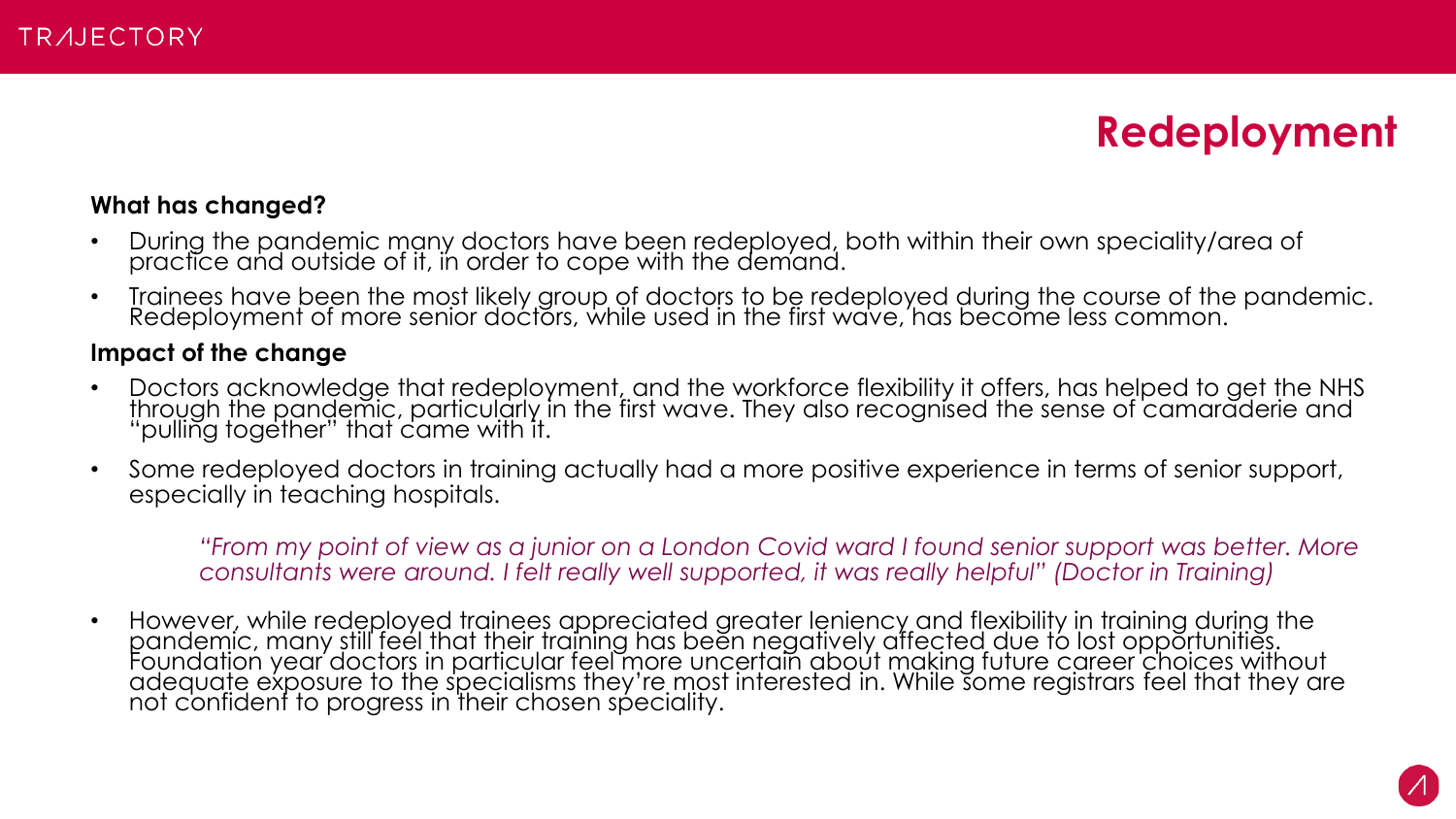# Redeployment

**What has changed?**

- During the pandemic many doctors have been redeployed, both within their own speciality/area of practice and outside of it, in order to cope with the demand.
- Trainees have been the most likely group of doctors to be redeployed during the course of the pandemic. Redeployment of more senior doctors, while used in the first wave, has become less common.

**Impact of the change**

- Doctors acknowledge that redeployment, and the workforce flexibility it offers, has helped to get the NHS through the pandemic, particularly in the first wave. They also recognised the sense of camaraderie and "pulling together" that came with it.
- Some redeployed doctors in training actually had a more positive experience in terms of senior support, especially in teaching hospitals.

> *"From my point of view as a junior on a London Covid ward I found senior support was better. More consultants were around. I felt really well supported, it was really helpful" (Doctor in Training)*

- However, while redeployed trainees appreciated greater leniency and flexibility in training during the pandemic, many still feel that their training has been negatively affected due to lost opportunities. Foundation year doctors in particular feel more uncertain about making future career choices without adequate exposure to the specialisms they're most interested in. While some registrars feel that they are not confident to progress in their chosen speciality.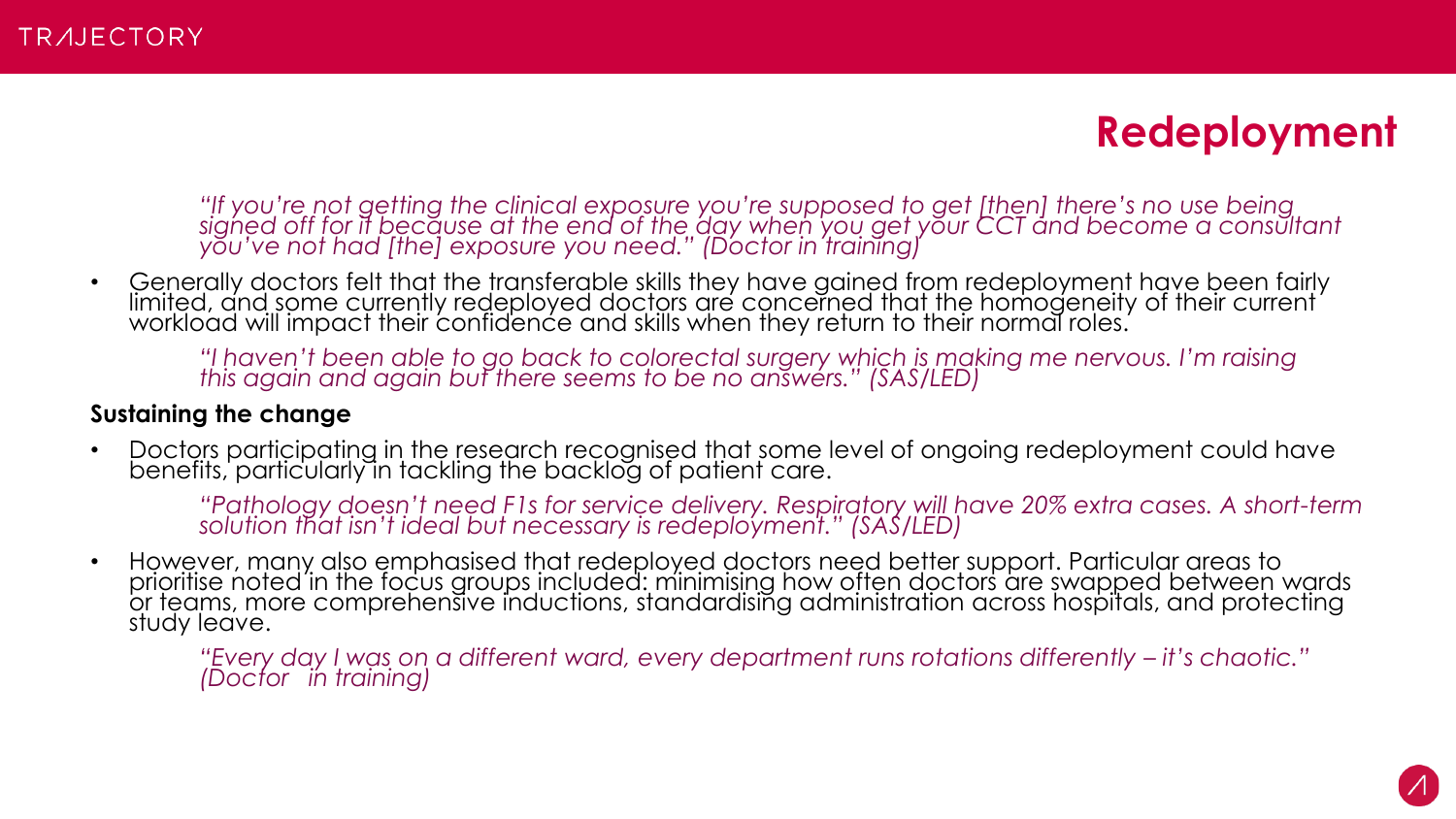# Redeployment

*"If you're not getting the clinical exposure you're supposed to get [then] there's no use being signed off for it because at the end of the day when you get your CCT and become a consultant you've not had [the] exposure you need." (Doctor in training)*

- Generally doctors felt that the transferable skills they have gained from redeployment have been fairly limited, and some currently redeployed doctors are concerned that the homogeneity of their current workload will impact their confidence and skills when they return to their normal roles.

*"I haven't been able to go back to colorectal surgery which is making me nervous. I'm raising this again and again but there seems to be no answers." (SAS/LED)*

**Sustaining the change**

- Doctors participating in the research recognised that some level of ongoing redeployment could have benefits, particularly in tackling the backlog of patient care.

*"Pathology doesn't need F1s for service delivery. Respiratory will have 20% extra cases. A short-term solution that isn't ideal but necessary is redeployment." (SAS/LED)*

- However, many also emphasised that redeployed doctors need better support. Particular areas to prioritise noted in the focus groups included: minimising how often doctors are swapped between wards or teams, more comprehensive inductions, standardising administration across hospitals, and protecting study leave.

*"Every day I was on a different ward, every department runs rotations differently – it's chaotic." (Doctor in training)*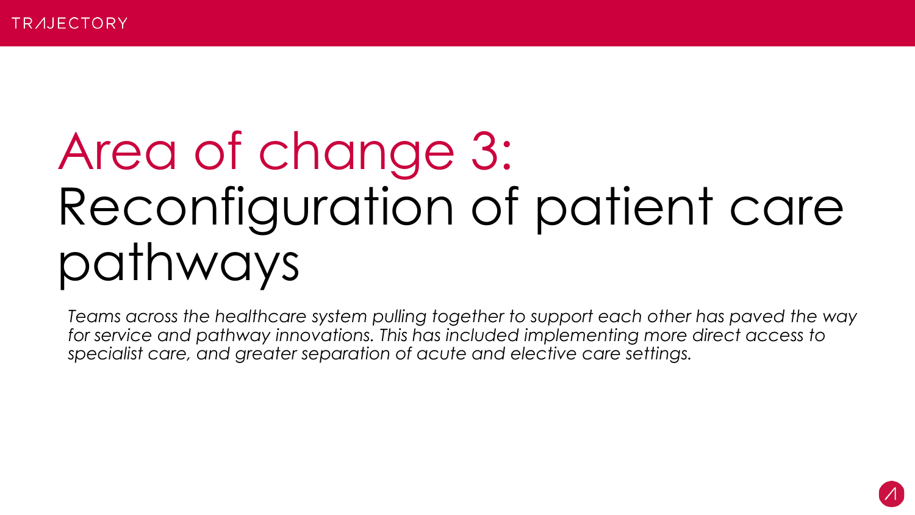# Area of change 3: Reconfiguration of patient care pathways

*Teams across the healthcare system pulling together to support each other has paved the way for service and pathway innovations. This has included implementing more direct access to specialist care, and greater separation of acute and elective care settings.*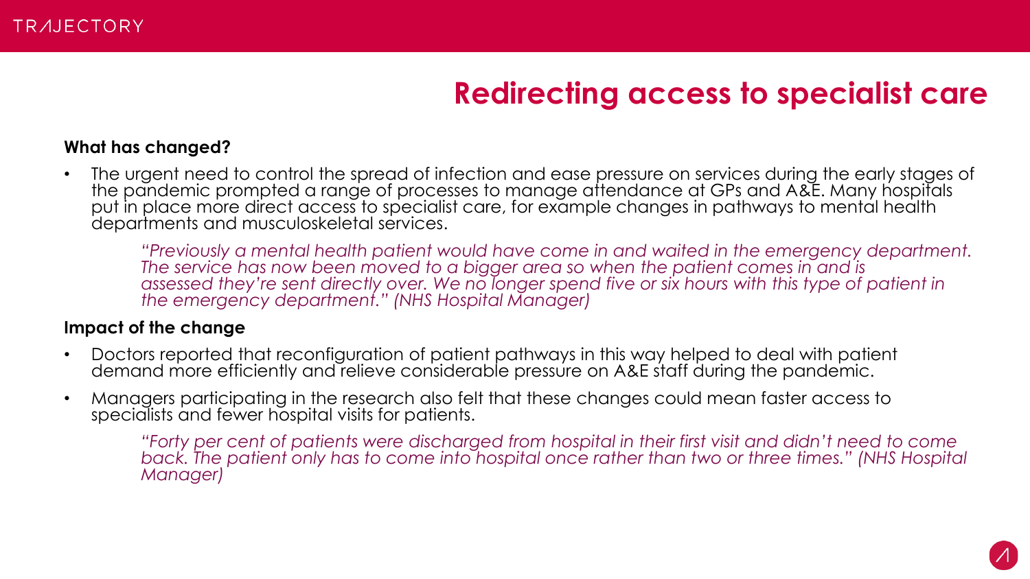# Redirecting access to specialist care

**What has changed?**

- The urgent need to control the spread of infection and ease pressure on services during the early stages of the pandemic prompted a range of processes to manage attendance at GPs and A&E. Many hospitals put in place more direct access to specialist care, for example changes in pathways to mental health departments and musculoskeletal services.

> *"Previously a mental health patient would have come in and waited in the emergency department. The service has now been moved to a bigger area so when the patient comes in and is assessed they're sent directly over. We no longer spend five or six hours with this type of patient in the emergency department." (NHS Hospital Manager)*

**Impact of the change**

- Doctors reported that reconfiguration of patient pathways in this way helped to deal with patient demand more efficiently and relieve considerable pressure on A&E staff during the pandemic.
- Managers participating in the research also felt that these changes could mean faster access to specialists and fewer hospital visits for patients.

> *"Forty per cent of patients were discharged from hospital in their first visit and didn't need to come back. The patient only has to come into hospital once rather than two or three times." (NHS Hospital Manager)*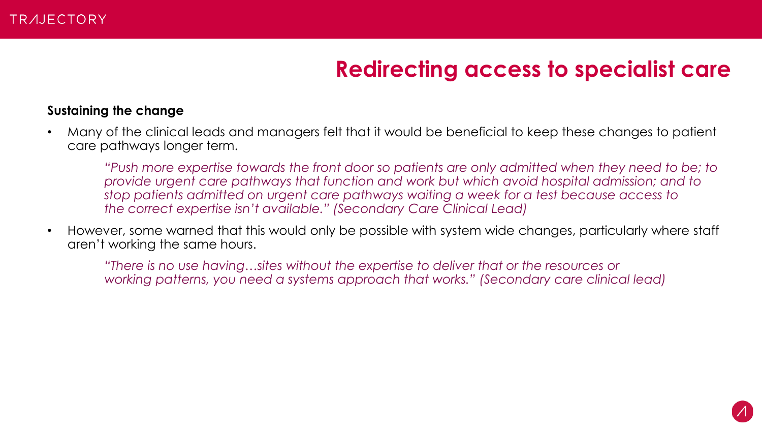# Redirecting access to specialist care

**Sustaining the change**

- Many of the clinical leads and managers felt that it would be beneficial to keep these changes to patient care pathways longer term.

    *"Push more expertise towards the front door so patients are only admitted when they need to be; to provide urgent care pathways that function and work but which avoid hospital admission; and to stop patients admitted on urgent care pathways waiting a week for a test because access to the correct expertise isn't available." (Secondary Care Clinical Lead)*

- However, some warned that this would only be possible with system wide changes, particularly where staff aren't working the same hours.

    *"There is no use having…sites without the expertise to deliver that or the resources or working patterns, you need a systems approach that works." (Secondary care clinical lead)*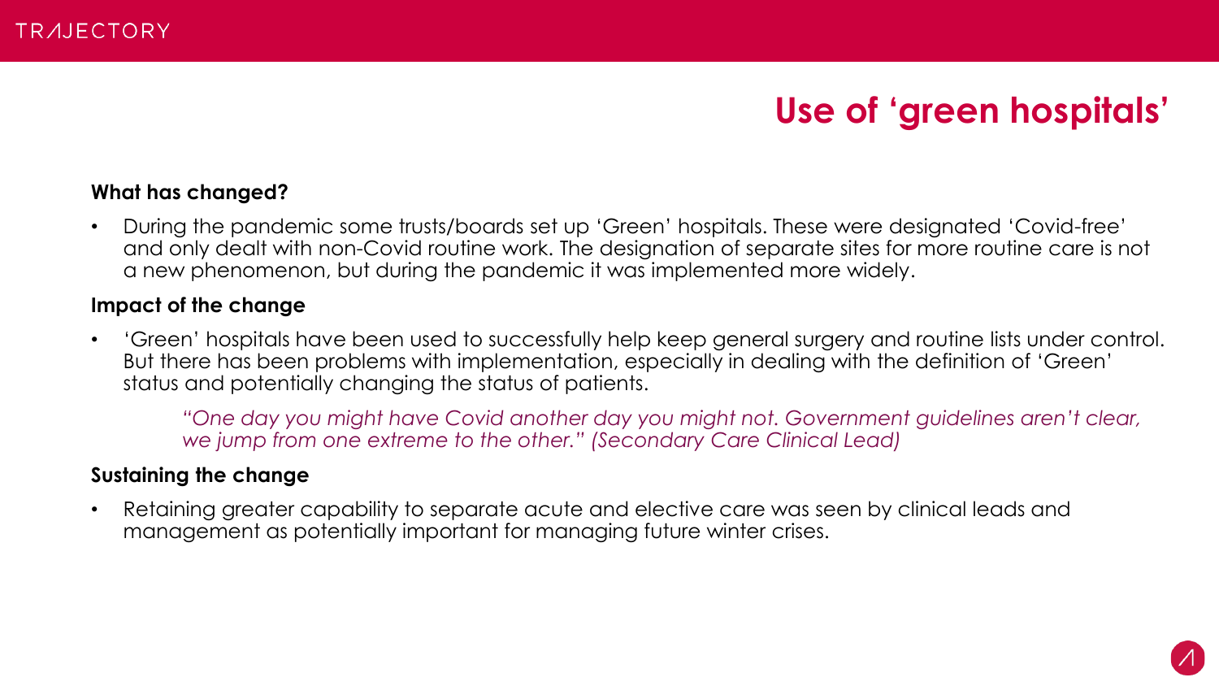# Use of 'green hospitals'

**What has changed?**

- During the pandemic some trusts/boards set up 'Green' hospitals. These were designated 'Covid-free' and only dealt with non-Covid routine work. The designation of separate sites for more routine care is not a new phenomenon, but during the pandemic it was implemented more widely.

**Impact of the change**

- 'Green' hospitals have been used to successfully help keep general surgery and routine lists under control. But there has been problems with implementation, especially in dealing with the definition of 'Green' status and potentially changing the status of patients.

> *"One day you might have Covid another day you might not. Government guidelines aren't clear, we jump from one extreme to the other." (Secondary Care Clinical Lead)*

**Sustaining the change**

- Retaining greater capability to separate acute and elective care was seen by clinical leads and management as potentially important for managing future winter crises.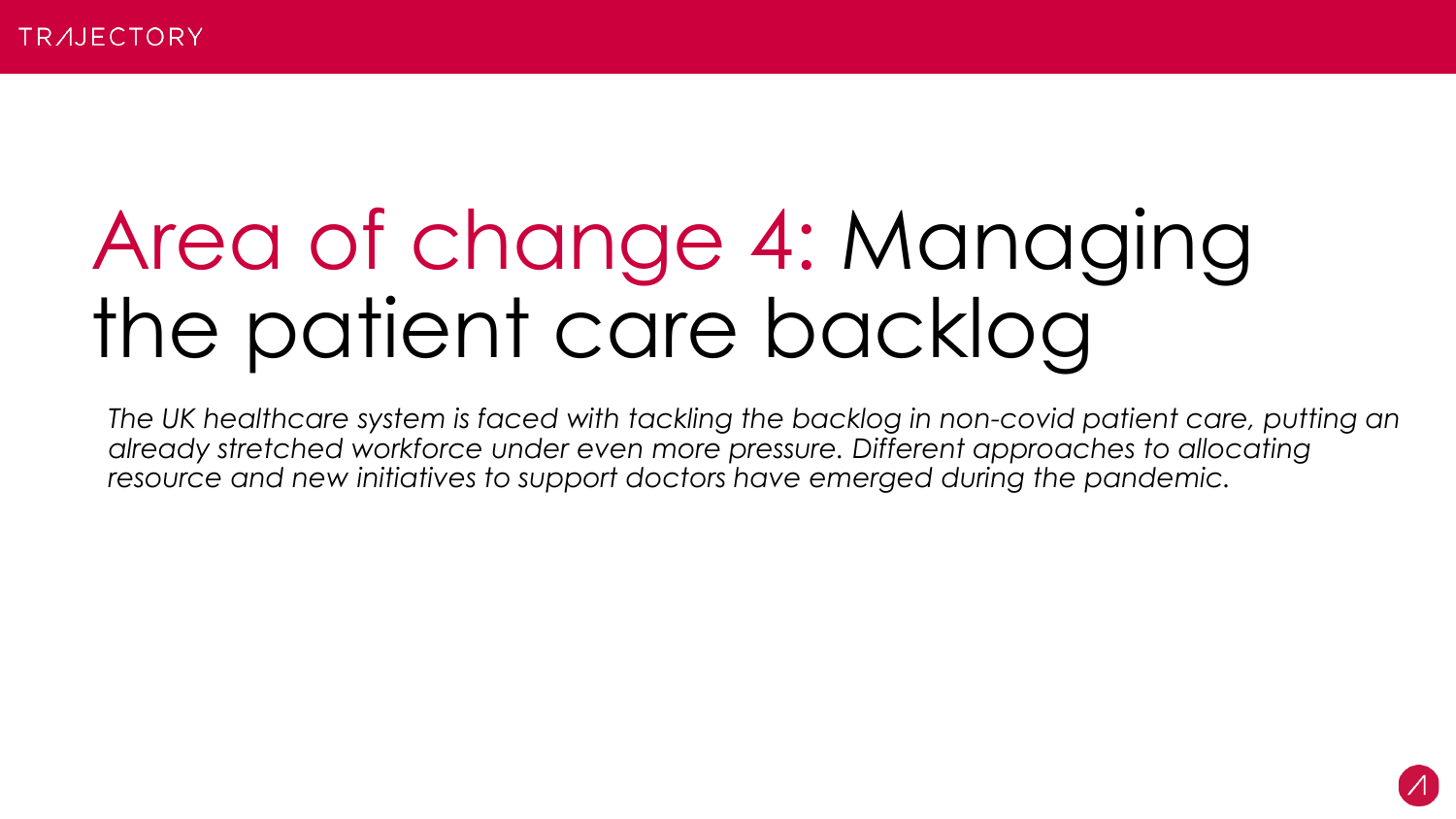# Area of change 4: Managing the patient care backlog

*The UK healthcare system is faced with tackling the backlog in non-covid patient care, putting an already stretched workforce under even more pressure. Different approaches to allocating resource and new initiatives to support doctors have emerged during the pandemic.*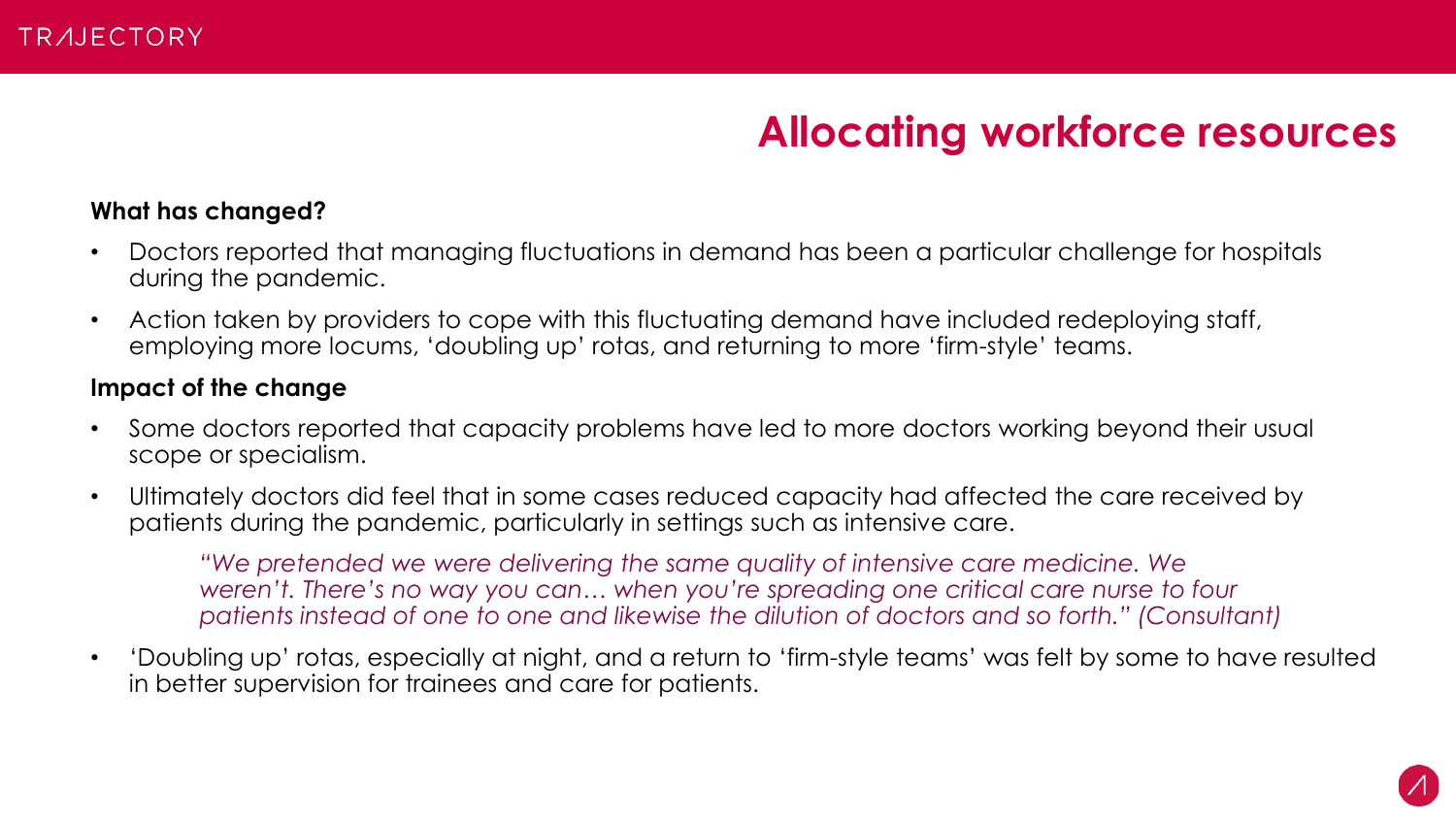# Allocating workforce resources

**What has changed?**

- Doctors reported that managing fluctuations in demand has been a particular challenge for hospitals during the pandemic.
- Action taken by providers to cope with this fluctuating demand have included redeploying staff, employing more locums, 'doubling up' rotas, and returning to more 'firm-style' teams.

**Impact of the change**

- Some doctors reported that capacity problems have led to more doctors working beyond their usual scope or specialism.
- Ultimately doctors did feel that in some cases reduced capacity had affected the care received by patients during the pandemic, particularly in settings such as intensive care.

> *"We pretended we were delivering the same quality of intensive care medicine. We weren't. There's no way you can… when you're spreading one critical care nurse to four patients instead of one to one and likewise the dilution of doctors and so forth." (Consultant)*

- 'Doubling up' rotas, especially at night, and a return to 'firm-style teams' was felt by some to have resulted in better supervision for trainees and care for patients.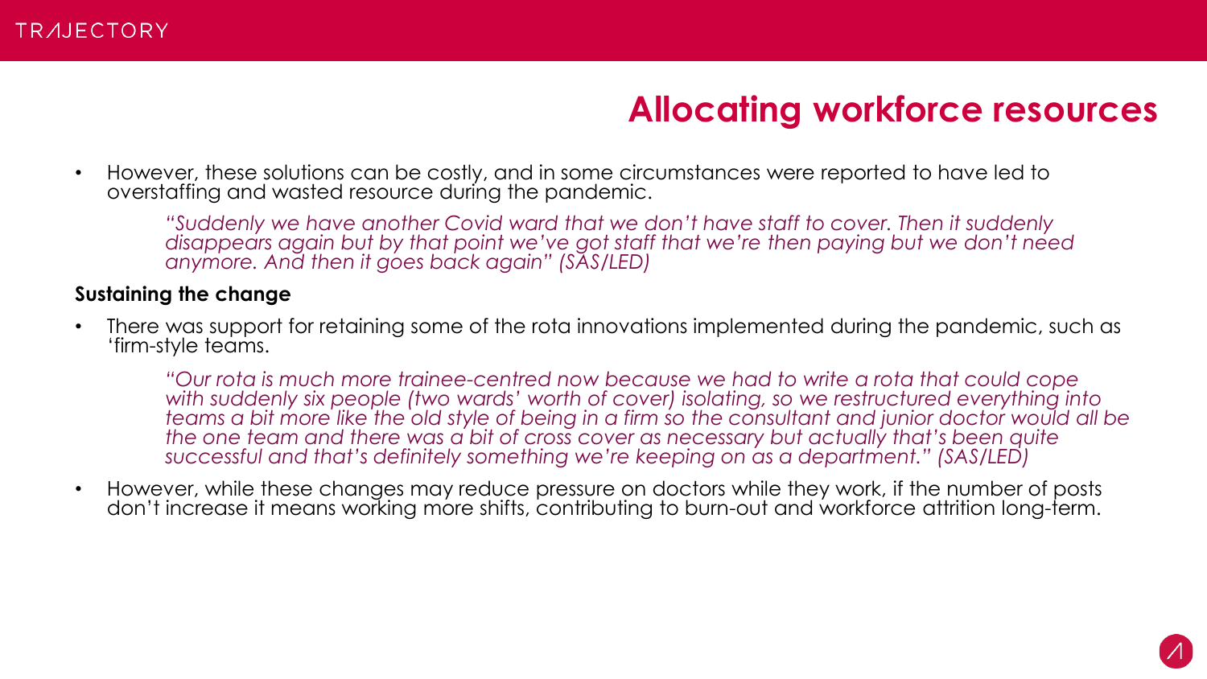# Allocating workforce resources

- However, these solutions can be costly, and in some circumstances were reported to have led to overstaffing and wasted resource during the pandemic.

  *"Suddenly we have another Covid ward that we don't have staff to cover. Then it suddenly disappears again but by that point we've got staff that we're then paying but we don't need anymore. And then it goes back again" (SAS/LED)*

**Sustaining the change**

- There was support for retaining some of the rota innovations implemented during the pandemic, such as 'firm-style teams.

  *"Our rota is much more trainee-centred now because we had to write a rota that could cope with suddenly six people (two wards' worth of cover) isolating, so we restructured everything into teams a bit more like the old style of being in a firm so the consultant and junior doctor would all be the one team and there was a bit of cross cover as necessary but actually that's been quite successful and that's definitely something we're keeping on as a department." (SAS/LED)*

- However, while these changes may reduce pressure on doctors while they work, if the number of posts don't increase it means working more shifts, contributing to burn-out and workforce attrition long-term.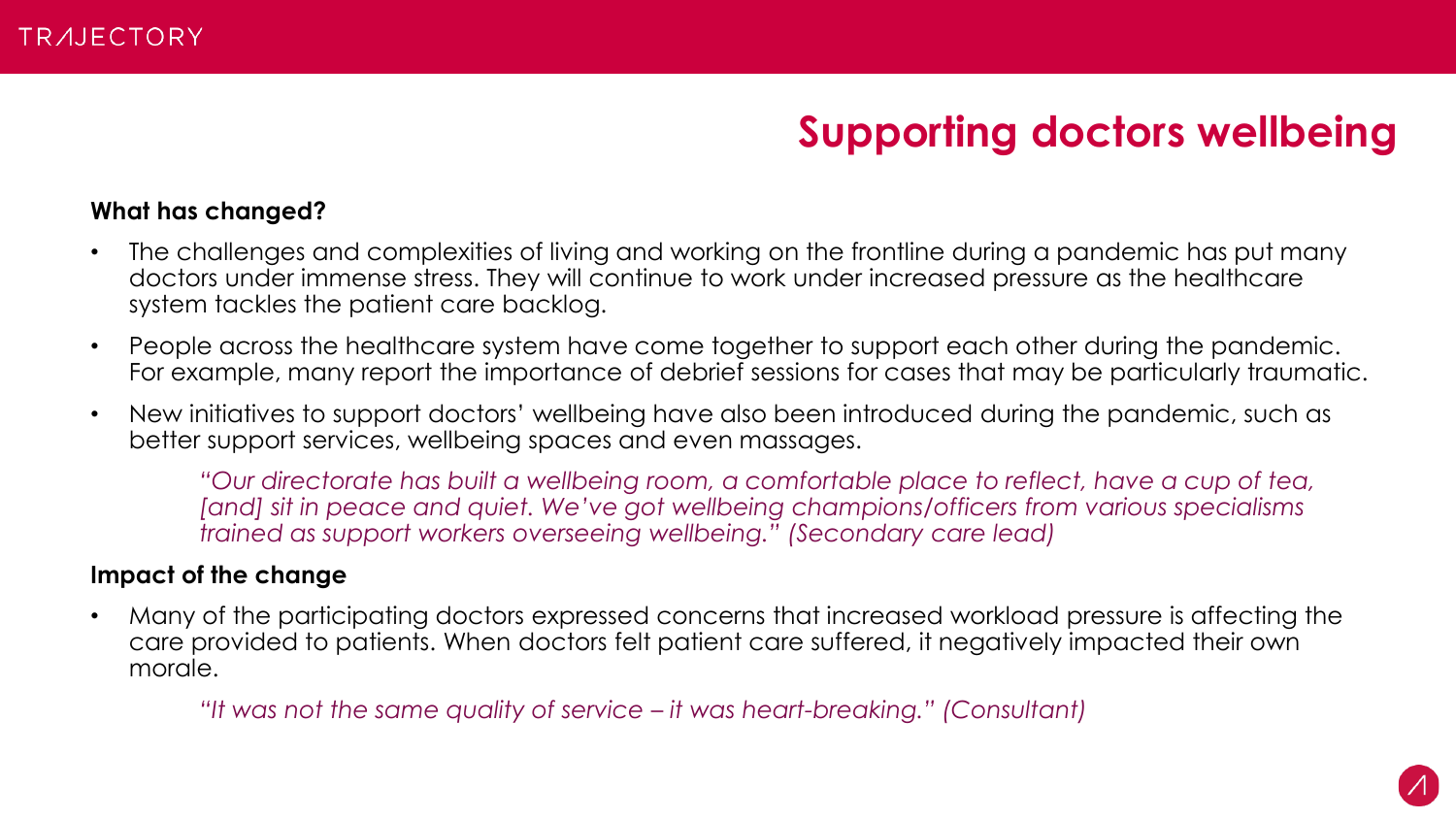# Supporting doctors wellbeing

**What has changed?**

- The challenges and complexities of living and working on the frontline during a pandemic has put many doctors under immense stress. They will continue to work under increased pressure as the healthcare system tackles the patient care backlog.
- People across the healthcare system have come together to support each other during the pandemic. For example, many report the importance of debrief sessions for cases that may be particularly traumatic.
- New initiatives to support doctors' wellbeing have also been introduced during the pandemic, such as better support services, wellbeing spaces and even massages.

> *"Our directorate has built a wellbeing room, a comfortable place to reflect, have a cup of tea, [and] sit in peace and quiet. We've got wellbeing champions/officers from various specialisms trained as support workers overseeing wellbeing." (Secondary care lead)*

**Impact of the change**

- Many of the participating doctors expressed concerns that increased workload pressure is affecting the care provided to patients. When doctors felt patient care suffered, it negatively impacted their own morale.

> *"It was not the same quality of service – it was heart-breaking." (Consultant)*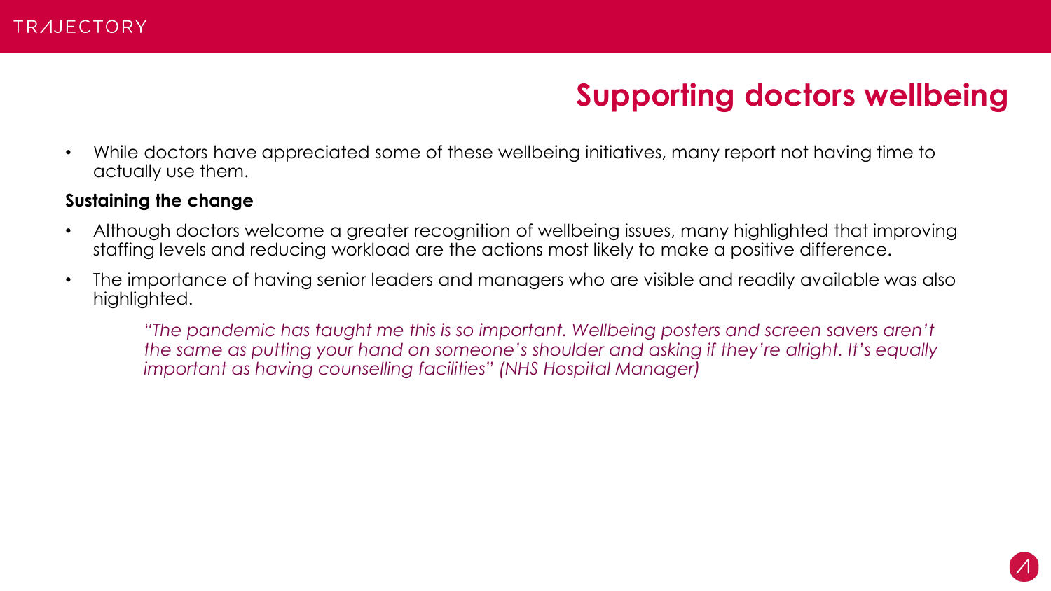# Supporting doctors wellbeing

- While doctors have appreciated some of these wellbeing initiatives, many report not having time to actually use them.

**Sustaining the change**

- Although doctors welcome a greater recognition of wellbeing issues, many highlighted that improving staffing levels and reducing workload are the actions most likely to make a positive difference.
- The importance of having senior leaders and managers who are visible and readily available was also highlighted.

> *"The pandemic has taught me this is so important. Wellbeing posters and screen savers aren't the same as putting your hand on someone's shoulder and asking if they're alright. It's equally important as having counselling facilities" (NHS Hospital Manager)*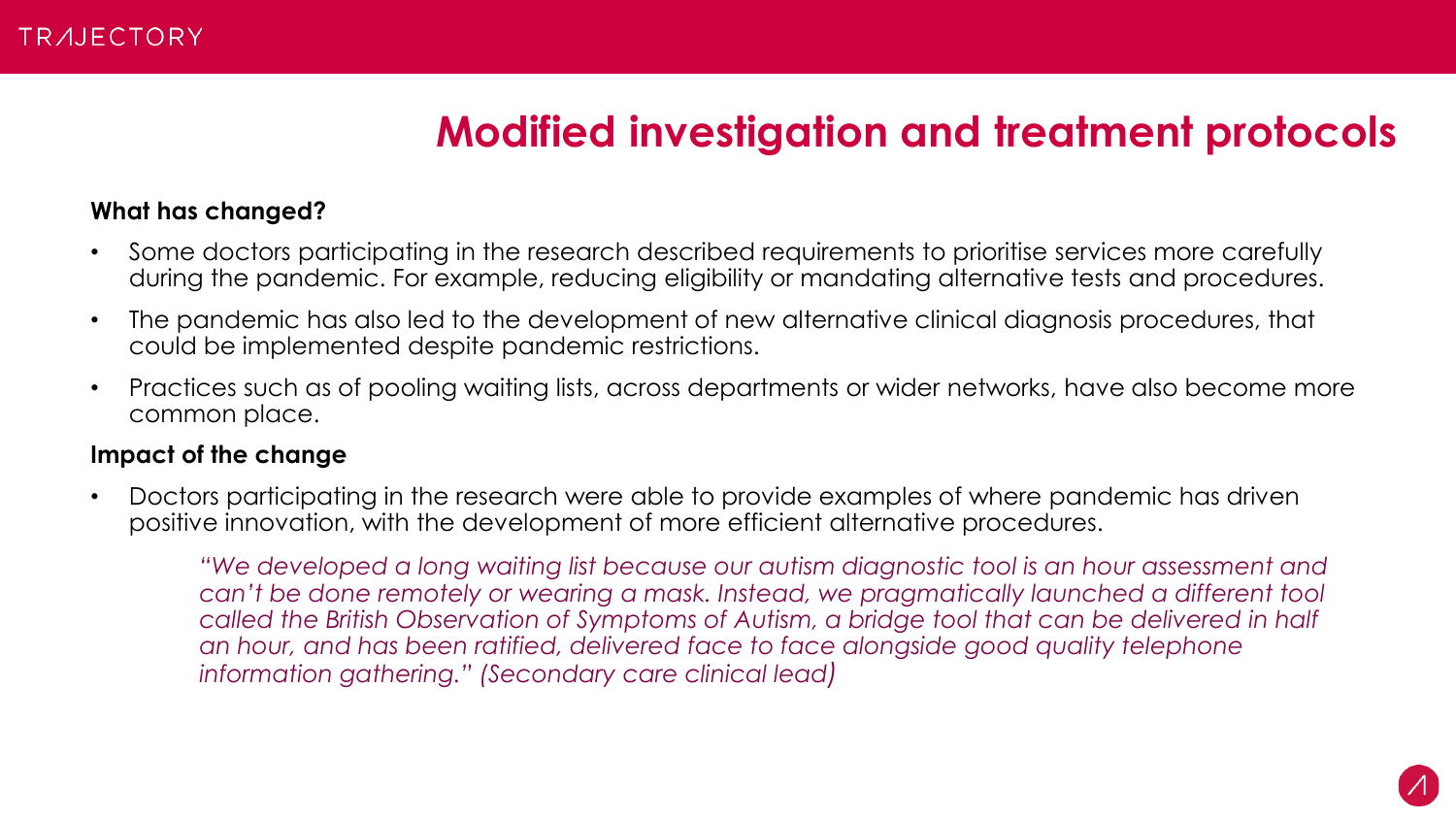# Modified investigation and treatment protocols

**What has changed?**

- Some doctors participating in the research described requirements to prioritise services more carefully during the pandemic. For example, reducing eligibility or mandating alternative tests and procedures.
- The pandemic has also led to the development of new alternative clinical diagnosis procedures, that could be implemented despite pandemic restrictions.
- Practices such as of pooling waiting lists, across departments or wider networks, have also become more common place.

**Impact of the change**

- Doctors participating in the research were able to provide examples of where pandemic has driven positive innovation, with the development of more efficient alternative procedures.

> *"We developed a long waiting list because our autism diagnostic tool is an hour assessment and can't be done remotely or wearing a mask. Instead, we pragmatically launched a different tool called the British Observation of Symptoms of Autism, a bridge tool that can be delivered in half an hour, and has been ratified, delivered face to face alongside good quality telephone information gathering." (Secondary care clinical lead)*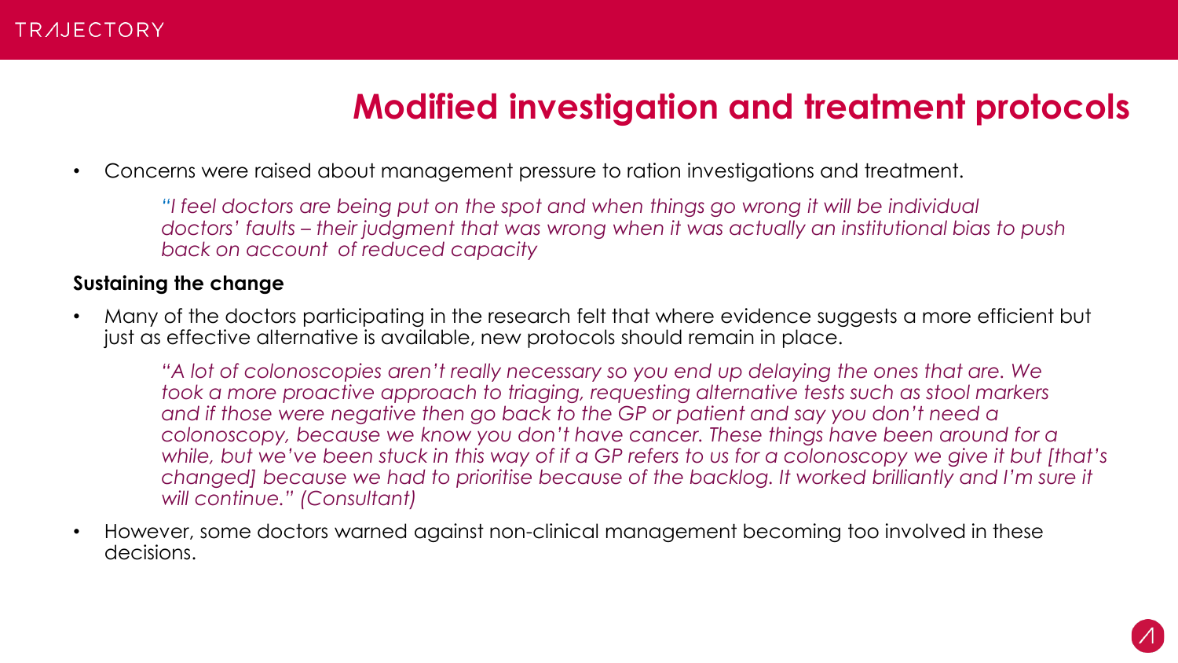# Modified investigation and treatment protocols

- Concerns were raised about management pressure to ration investigations and treatment.

  *"I feel doctors are being put on the spot and when things go wrong it will be individual doctors' faults – their judgment that was wrong when it was actually an institutional bias to push back on account of reduced capacity*

**Sustaining the change**

- Many of the doctors participating in the research felt that where evidence suggests a more efficient but just as effective alternative is available, new protocols should remain in place.

  *"A lot of colonoscopies aren't really necessary so you end up delaying the ones that are. We took a more proactive approach to triaging, requesting alternative tests such as stool markers and if those were negative then go back to the GP or patient and say you don't need a colonoscopy, because we know you don't have cancer. These things have been around for a while, but we've been stuck in this way of if a GP refers to us for a colonoscopy we give it but [that's changed] because we had to prioritise because of the backlog. It worked brilliantly and I'm sure it will continue." (Consultant)*

- However, some doctors warned against non-clinical management becoming too involved in these decisions.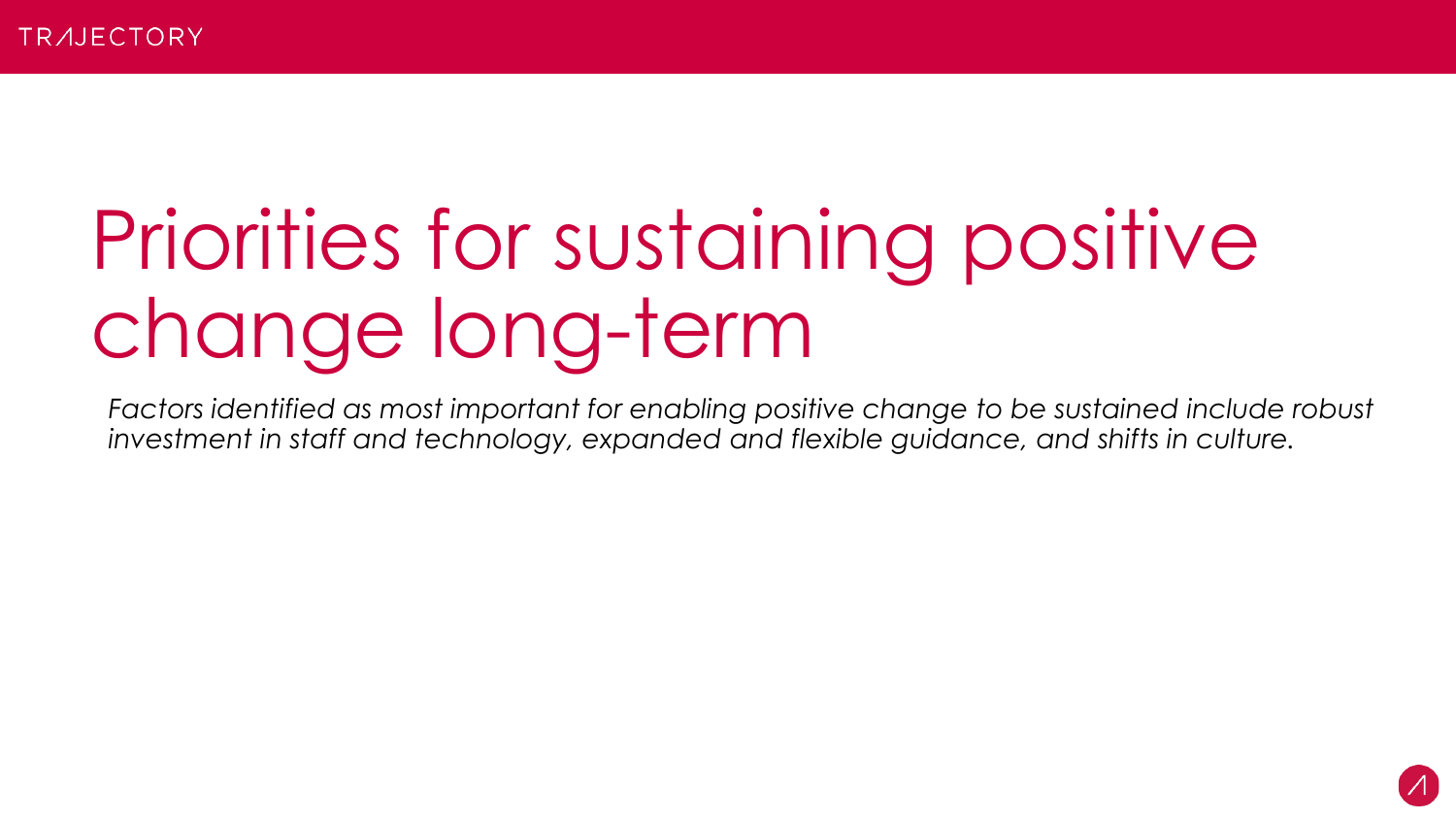# Priorities for sustaining positive change long-term

*Factors identified as most important for enabling positive change to be sustained include robust investment in staff and technology, expanded and flexible guidance, and shifts in culture.*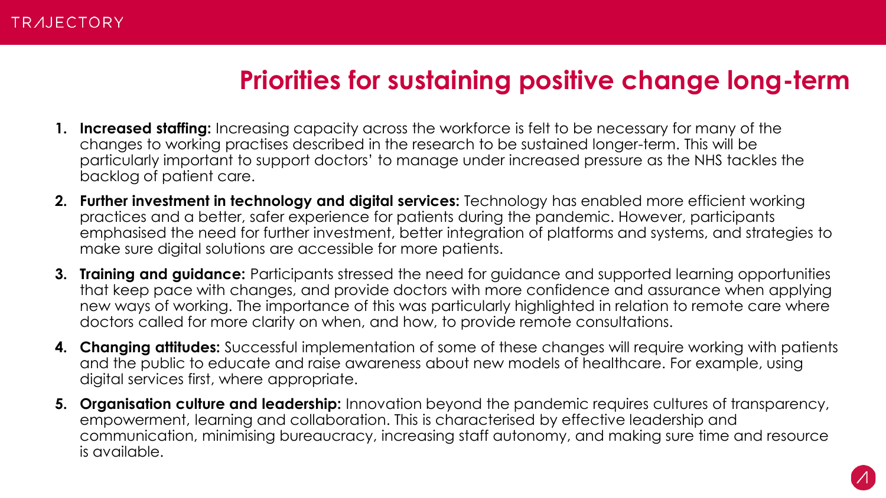# Priorities for sustaining positive change long-term

1. **Increased staffing:** Increasing capacity across the workforce is felt to be necessary for many of the changes to working practises described in the research to be sustained longer-term. This will be particularly important to support doctors' to manage under increased pressure as the NHS tackles the backlog of patient care.
2. **Further investment in technology and digital services:** Technology has enabled more efficient working practices and a better, safer experience for patients during the pandemic. However, participants emphasised the need for further investment, better integration of platforms and systems, and strategies to make sure digital solutions are accessible for more patients.
3. **Training and guidance:** Participants stressed the need for guidance and supported learning opportunities that keep pace with changes, and provide doctors with more confidence and assurance when applying new ways of working. The importance of this was particularly highlighted in relation to remote care where doctors called for more clarity on when, and how, to provide remote consultations.
4. **Changing attitudes:** Successful implementation of some of these changes will require working with patients and the public to educate and raise awareness about new models of healthcare. For example, using digital services first, where appropriate.
5. **Organisation culture and leadership:** Innovation beyond the pandemic requires cultures of transparency, empowerment, learning and collaboration. This is characterised by effective leadership and communication, minimising bureaucracy, increasing staff autonomy, and making sure time and resource is available.